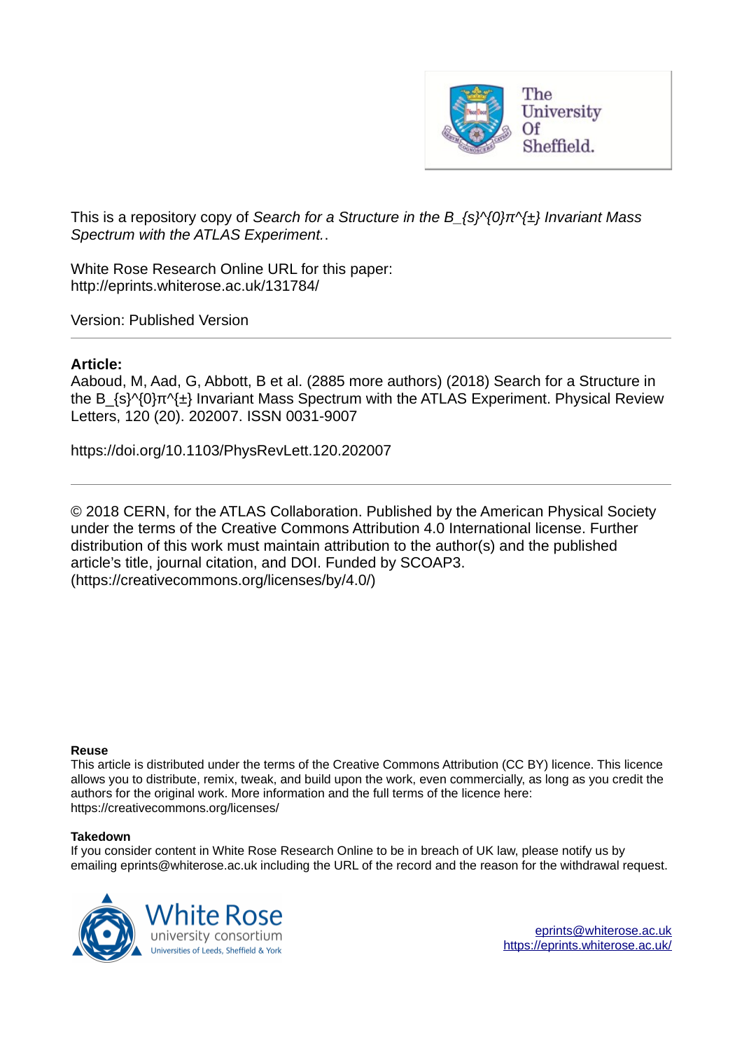The University Of Sheffield.

This is a repository copy of *Search for a Structure in the B_{s}^{0}π^{±} Invariant Mass Spectrum with the ATLAS Experiment.*.

White Rose Research Online URL for this paper:
http://eprints.whiterose.ac.uk/131784/

Version: Published Version

---

**Article:**

Aaboud, M, Aad, G, Abbott, B et al. (2885 more authors) (2018) Search for a Structure in the B_{s}^{0}π^{±} Invariant Mass Spectrum with the ATLAS Experiment. Physical Review Letters, 120 (20). 202007. ISSN 0031-9007

https://doi.org/10.1103/PhysRevLett.120.202007

---

© 2018 CERN, for the ATLAS Collaboration. Published by the American Physical Society under the terms of the Creative Commons Attribution 4.0 International license. Further distribution of this work must maintain attribution to the author(s) and the published article's title, journal citation, and DOI. Funded by SCOAP3. (https://creativecommons.org/licenses/by/4.0/)

**Reuse**

This article is distributed under the terms of the Creative Commons Attribution (CC BY) licence. This licence allows you to distribute, remix, tweak, and build upon the work, even commercially, as long as you credit the authors for the original work. More information and the full terms of the licence here: https://creativecommons.org/licenses/

**Takedown**

If you consider content in White Rose Research Online to be in breach of UK law, please notify us by emailing eprints@whiterose.ac.uk including the URL of the record and the reason for the withdrawal request.

White Rose university consortium
Universities of Leeds, Sheffield & York

eprints@whiterose.ac.uk
https://eprints.whiterose.ac.uk/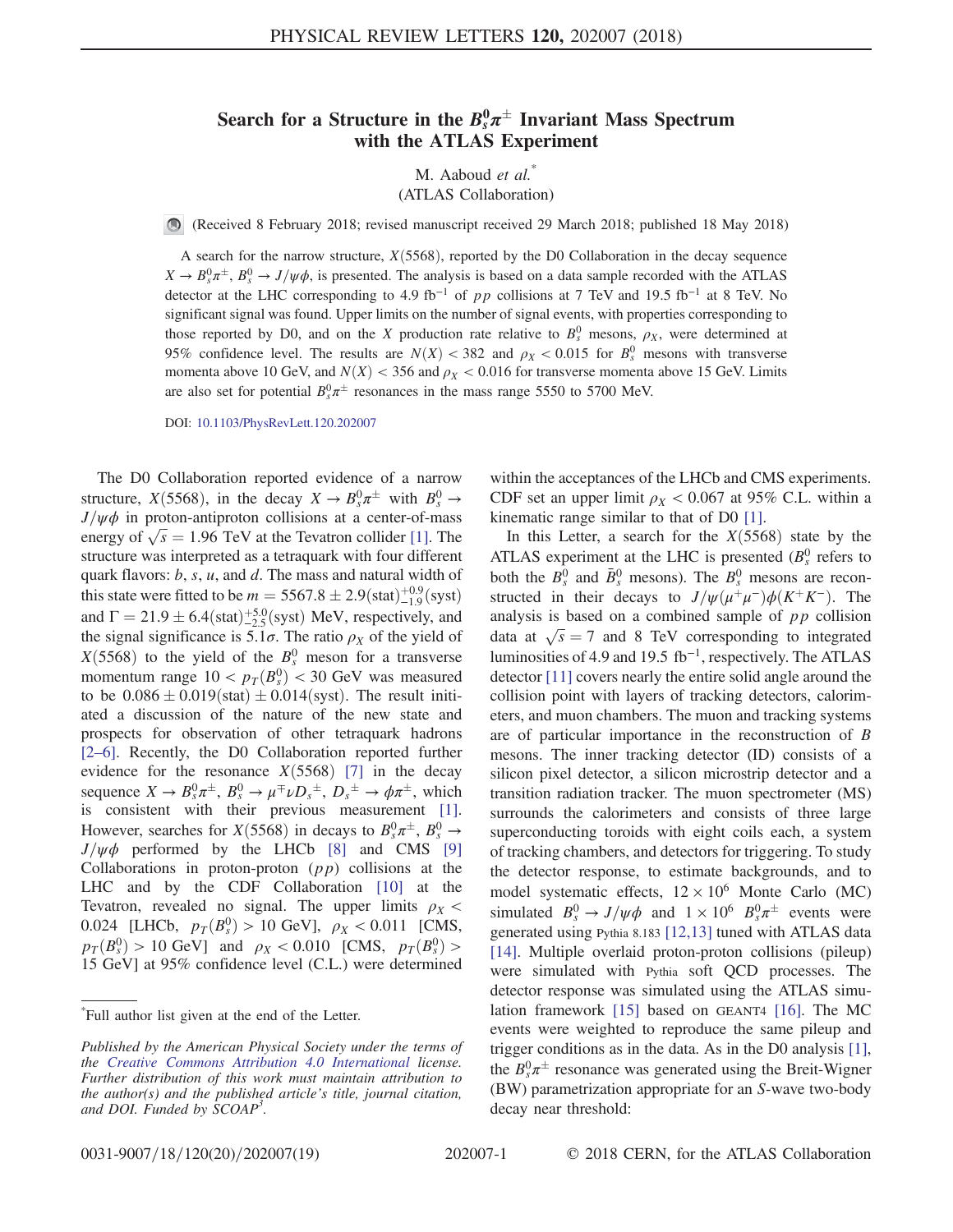# Search for a Structure in the $B_s^0\pi^\pm$ Invariant Mass Spectrum with the ATLAS Experiment

M. Aaboud *et al.*[*]

(ATLAS Collaboration)

(Received 8 February 2018; revised manuscript received 29 March 2018; published 18 May 2018)

A search for the narrow structure, $X(5568)$, reported by the D0 Collaboration in the decay sequence $X \to B_s^0\pi^\pm$, $B_s^0 \to J/\psi\phi$, is presented. The analysis is based on a data sample recorded with the ATLAS detector at the LHC corresponding to 4.9 fb$^{-1}$ of $pp$ collisions at 7 TeV and 19.5 fb$^{-1}$ at 8 TeV. No significant signal was found. Upper limits on the number of signal events, with properties corresponding to those reported by D0, and on the $X$ production rate relative to $B_s^0$ mesons, $\rho_X$, were determined at 95% confidence level. The results are $N(X) < 382$ and $\rho_X < 0.015$ for $B_s^0$ mesons with transverse momenta above 10 GeV, and $N(X) < 356$ and $\rho_X < 0.016$ for transverse momenta above 15 GeV. Limits are also set for potential $B_s^0\pi^\pm$ resonances in the mass range 5550 to 5700 MeV.

DOI: 10.1103/PhysRevLett.120.202007

The D0 Collaboration reported evidence of a narrow structure, $X(5568)$, in the decay $X \to B_s^0\pi^\pm$ with $B_s^0 \to J/\psi\phi$ in proton-antiproton collisions at a center-of-mass energy of $\sqrt{s} = 1.96$ TeV at the Tevatron collider [1]. The structure was interpreted as a tetraquark with four different quark flavors: $b$, $s$, $u$, and $d$. The mass and natural width of this state were fitted to be $m = 5567.8 \pm 2.9(\text{stat})^{+0.9}_{-1.9}(\text{syst})$ and $\Gamma = 21.9 \pm 6.4(\text{stat})^{+5.0}_{-2.5}(\text{syst})$ MeV, respectively, and the signal significance is $5.1\sigma$. The ratio $\rho_X$ of the yield of $X(5568)$ to the yield of the $B_s^0$ meson for a transverse momentum range $10 < p_T(B_s^0) < 30$ GeV was measured to be $0.086 \pm 0.019(\text{stat}) \pm 0.014(\text{syst})$. The result initiated a discussion of the nature of the new state and prospects for observation of other tetraquark hadrons [2–6]. Recently, the D0 Collaboration reported further evidence for the resonance $X(5568)$ [7] in the decay sequence $X \to B_s^0\pi^\pm$, $B_s^0 \to \mu^\mp\nu D_s{}^\pm$, $D_s{}^\pm \to \phi\pi^\pm$, which is consistent with their previous measurement [1]. However, searches for $X(5568)$ in decays to $B_s^0\pi^\pm$, $B_s^0 \to J/\psi\phi$ performed by the LHCb [8] and CMS [9] Collaborations in proton-proton ($pp$) collisions at the LHC and by the CDF Collaboration [10] at the Tevatron, revealed no signal. The upper limits $\rho_X < 0.024$ [LHCb, $p_T(B_s^0) > 10$ GeV], $\rho_X < 0.011$ [CMS, $p_T(B_s^0) > 10$ GeV] and $\rho_X < 0.010$ [CMS, $p_T(B_s^0) > 15$ GeV] at 95% confidence level (C.L.) were determined within the acceptances of the LHCb and CMS experiments. CDF set an upper limit $\rho_X < 0.067$ at 95% C.L. within a kinematic range similar to that of D0 [1].

In this Letter, a search for the $X(5568)$ state by the ATLAS experiment at the LHC is presented ($B_s^0$ refers to both the $B_s^0$ and $\bar{B}_s^0$ mesons). The $B_s^0$ mesons are reconstructed in their decays to $J/\psi(\mu^+\mu^-)\phi(K^+K^-)$. The analysis is based on a combined sample of $pp$ collision data at $\sqrt{s} = 7$ and 8 TeV corresponding to integrated luminosities of 4.9 and 19.5 fb$^{-1}$, respectively. The ATLAS detector [11] covers nearly the entire solid angle around the collision point with layers of tracking detectors, calorimeters, and muon chambers. The muon and tracking systems are of particular importance in the reconstruction of $B$ mesons. The inner tracking detector (ID) consists of a silicon pixel detector, a silicon microstrip detector and a transition radiation tracker. The muon spectrometer (MS) surrounds the calorimeters and consists of three large superconducting toroids with eight coils each, a system of tracking chambers, and detectors for triggering. To study the detector response, to estimate backgrounds, and to model systematic effects, $12 \times 10^6$ Monte Carlo (MC) simulated $B_s^0 \to J/\psi\phi$ and $1 \times 10^6$ $B_s^0\pi^\pm$ events were generated using Pythia 8.183 [12,13] tuned with ATLAS data [14]. Multiple overlaid proton-proton collisions (pileup) were simulated with Pythia soft QCD processes. The detector response was simulated using the ATLAS simulation framework [15] based on GEANT4 [16]. The MC events were weighted to reproduce the same pileup and trigger conditions as in the data. As in the D0 analysis [1], the $B_s^0\pi^\pm$ resonance was generated using the Breit-Wigner (BW) parametrization appropriate for an $S$-wave two-body decay near threshold:

[*]Full author list given at the end of the Letter.

*Published by the American Physical Society under the terms of the Creative Commons Attribution 4.0 International license. Further distribution of this work must maintain attribution to the author(s) and the published article's title, journal citation, and DOI. Funded by SCOAP*[3].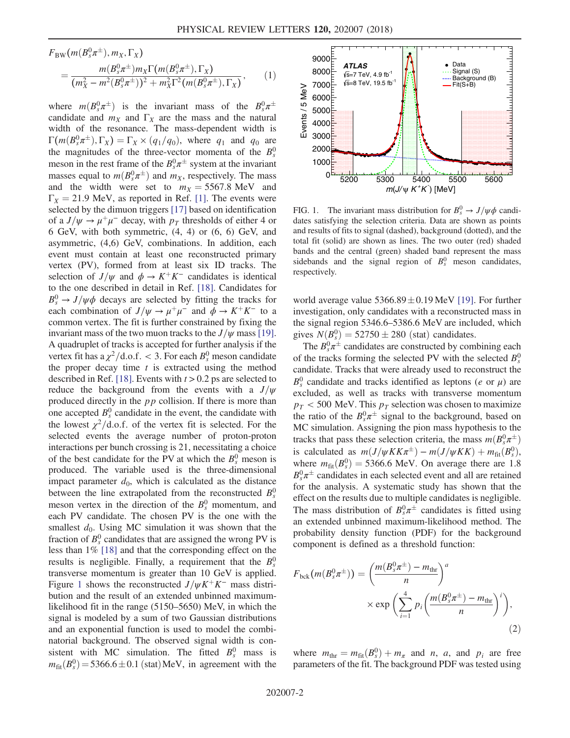$$F_{\rm BW}(m(B_s^0\pi^\pm), m_X, \Gamma_X) = \frac{m(B_s^0\pi^\pm) m_X \Gamma(m(B_s^0\pi^\pm), \Gamma_X)}{(m_X^2 - m^2(B_s^0\pi^\pm))^2 + m_X^2 \Gamma^2(m(B_s^0\pi^\pm), \Gamma_X)}, \quad (1)$$

where $m(B_s^0\pi^\pm)$ is the invariant mass of the $B_s^0\pi^\pm$ candidate and $m_X$ and $\Gamma_X$ are the mass and the natural width of the resonance. The mass-dependent width is $\Gamma(m(B_s^0\pi^\pm), \Gamma_X) = \Gamma_X \times (q_1/q_0)$, where $q_1$ and $q_0$ are the magnitudes of the three-vector momenta of the $B_s^0$ meson in the rest frame of the $B_s^0\pi^\pm$ system at the invariant masses equal to $m(B_s^0\pi^\pm)$ and $m_X$, respectively. The mass and the width were set to $m_X = 5567.8$ MeV and $\Gamma_X = 21.9$ MeV, as reported in Ref. [1]. The events were selected by the dimuon triggers [17] based on identification of a $J/\psi \to \mu^+\mu^-$ decay, with $p_T$ thresholds of either 4 or 6 GeV, with both symmetric, (4, 4) or (6, 6) GeV, and asymmetric, (4,6) GeV, combinations. In addition, each event must contain at least one reconstructed primary vertex (PV), formed from at least six ID tracks. The selection of $J/\psi$ and $\phi \to K^+K^-$ candidates is identical to the one described in detail in Ref. [18]. Candidates for $B_s^0 \to J/\psi\phi$ decays are selected by fitting the tracks for each combination of $J/\psi \to \mu^+\mu^-$ and $\phi \to K^+K^-$ to a common vertex. The fit is further constrained by fixing the invariant mass of the two muon tracks to the $J/\psi$ mass [19]. A quadruplet of tracks is accepted for further analysis if the vertex fit has a $\chi^2/\mathrm{d.o.f.} < 3$. For each $B_s^0$ meson candidate the proper decay time $t$ is extracted using the method described in Ref. [18]. Events with $t > 0.2$ ps are selected to reduce the background from the events with a $J/\psi$ produced directly in the $pp$ collision. If there is more than one accepted $B_s^0$ candidate in the event, the candidate with the lowest $\chi^2/\mathrm{d.o.f.}$ of the vertex fit is selected. For the selected events the average number of proton-proton interactions per bunch crossing is 21, necessitating a choice of the best candidate for the PV at which the $B_s^0$ meson is produced. The variable used is the three-dimensional impact parameter $d_0$, which is calculated as the distance between the line extrapolated from the reconstructed $B_s^0$ meson vertex in the direction of the $B_s^0$ momentum, and each PV candidate. The chosen PV is the one with the smallest $d_0$. Using MC simulation it was shown that the fraction of $B_s^0$ candidates that are assigned the wrong PV is less than 1% [18] and that the corresponding effect on the results is negligible. Finally, a requirement that the $B_s^0$ transverse momentum is greater than 10 GeV is applied. Figure 1 shows the reconstructed $J/\psi K^+K^-$ mass distribution and the result of an extended unbinned maximum-likelihood fit in the range (5150–5650) MeV, in which the signal is modeled by a sum of two Gaussian distributions and an exponential function is used to model the combinatorial background. The observed signal width is consistent with MC simulation. The fitted $B_s^0$ mass is $m_{\rm fit}(B_s^0) = 5366.6 \pm 0.1$ (stat) MeV, in agreement with the world average value $5366.89 \pm 0.19$ MeV [19]. For further investigation, only candidates with a reconstructed mass in the signal region 5346.6–5386.6 MeV are included, which gives $N(B_s^0) = 52750 \pm 280$ (stat) candidates.

ATLAS
$\sqrt{s}$=7 TeV, 4.9 fb$^{-1}$
$\sqrt{s}$=8 TeV, 19.5 fb$^{-1}$
Data
Signal (S)
Background (B)
Fit(S+B)
Events / 5 MeV
$m(J/\psi\, K^+K^-)$ [MeV]

FIG. 1. The invariant mass distribution for $B_s^0 \to J/\psi\phi$ candidates satisfying the selection criteria. Data are shown as points and results of fits to signal (dashed), background (dotted), and the total fit (solid) are shown as lines. The two outer (red) shaded bands and the central (green) shaded band represent the mass sidebands and the signal region of $B_s^0$ meson candidates, respectively.

The $B_s^0\pi^\pm$ candidates are constructed by combining each of the tracks forming the selected PV with the selected $B_s^0$ candidate. Tracks that were already used to reconstruct the $B_s^0$ candidate and tracks identified as leptons ($e$ or $\mu$) are excluded, as well as tracks with transverse momentum $p_T < 500$ MeV. This $p_T$ selection was chosen to maximize the ratio of the $B_s^0\pi^\pm$ signal to the background, based on MC simulation. Assigning the pion mass hypothesis to the tracks that pass these selection criteria, the mass $m(B_s^0\pi^\pm)$ is calculated as $m(J/\psi KK\pi^\pm) - m(J/\psi KK) + m_{\rm fit}(B_s^0)$, where $m_{\rm fit}(B_s^0) = 5366.6$ MeV. On average there are 1.8 $B_s^0\pi^\pm$ candidates in each selected event and all are retained for the analysis. A systematic study has shown that the effect on the results due to multiple candidates is negligible. The mass distribution of $B_s^0\pi^\pm$ candidates is fitted using an extended unbinned maximum-likelihood method. The probability density function (PDF) for the background component is defined as a threshold function:

$$F_{\rm bck}(m(B_s^0\pi^\pm)) = \left(\frac{m(B_s^0\pi^\pm) - m_{\rm thr}}{n}\right)^a \times \exp\left(\sum_{i=1}^{4} p_i \left(\frac{m(B_s^0\pi^\pm) - m_{\rm thr}}{n}\right)^i\right), \quad (2)$$

where $m_{\rm thr} = m_{\rm fit}(B_s^0) + m_\pi$ and $n$, $a$, and $p_i$ are free parameters of the fit. The background PDF was tested using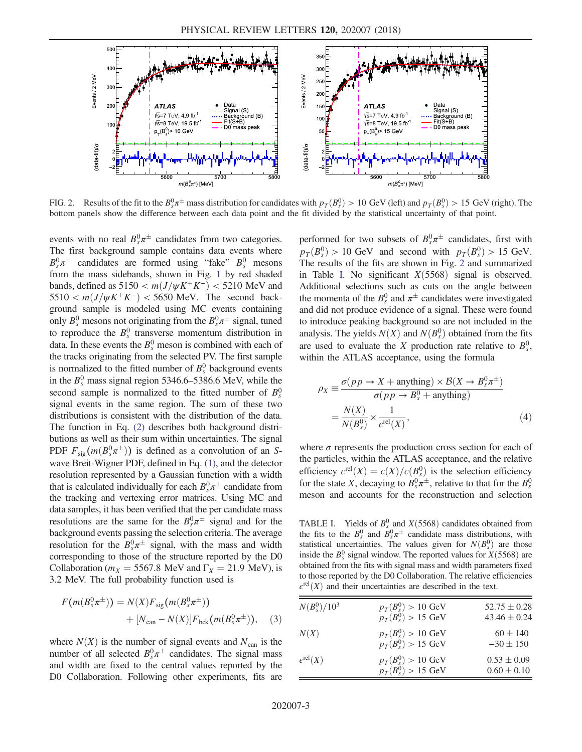FIG. 2. Results of the fit to the $B_s^0\pi^\pm$ mass distribution for candidates with $p_T(B_s^0) > 10$ GeV (left) and $p_T(B_s^0) > 15$ GeV (right). The bottom panels show the difference between each data point and the fit divided by the statistical uncertainty of that point.

events with no real $B_s^0\pi^\pm$ candidates from two categories. The first background sample contains data events where $B_s^0\pi^\pm$ candidates are formed using "fake" $B_s^0$ mesons from the mass sidebands, shown in Fig. 1 by red shaded bands, defined as $5150 < m(J/\psi K^+K^-) < 5210$ MeV and $5510 < m(J/\psi K^+K^-) < 5650$ MeV. The second background sample is modeled using MC events containing only $B_s^0$ mesons not originating from the $B_s^0\pi^\pm$ signal, tuned to reproduce the $B_s^0$ transverse momentum distribution in data. In these events the $B_s^0$ meson is combined with each of the tracks originating from the selected PV. The first sample is normalized to the fitted number of $B_s^0$ background events in the $B_s^0$ mass signal region 5346.6–5386.6 MeV, while the second sample is normalized to the fitted number of $B_s^0$ signal events in the same region. The sum of these two distributions is consistent with the distribution of the data. The function in Eq. (2) describes both background distributions as well as their sum within uncertainties. The signal PDF $F_{\rm sig}(m(B_s^0\pi^\pm))$ is defined as a convolution of an $S$-wave Breit-Wigner PDF, defined in Eq. (1), and the detector resolution represented by a Gaussian function with a width that is calculated individually for each $B_s^0\pi^\pm$ candidate from the tracking and vertexing error matrices. Using MC and data samples, it has been verified that the per candidate mass resolutions are the same for the $B_s^0\pi^\pm$ signal and for the background events passing the selection criteria. The average resolution for the $B_s^0\pi^\pm$ signal, with the mass and width corresponding to those of the structure reported by the D0 Collaboration ($m_X = 5567.8$ MeV and $\Gamma_X = 21.9$ MeV), is 3.2 MeV. The full probability function used is

$$F(m(B_s^0\pi^\pm)) = N(X)F_{\rm sig}(m(B_s^0\pi^\pm)) + [N_{\rm can} - N(X)]F_{\rm bck}(m(B_s^0\pi^\pm)), \quad (3)$$

where $N(X)$ is the number of signal events and $N_{\rm can}$ is the number of all selected $B_s^0\pi^\pm$ candidates. The signal mass and width are fixed to the central values reported by the D0 Collaboration. Following other experiments, fits are performed for two subsets of $B_s^0\pi^\pm$ candidates, first with $p_T(B_s^0) > 10$ GeV and second with $p_T(B_s^0) > 15$ GeV. The results of the fits are shown in Fig. 2 and summarized in Table I. No significant $X(5568)$ signal is observed. Additional selections such as cuts on the angle between the momenta of the $B_s^0$ and $\pi^\pm$ candidates were investigated and did not produce evidence of a signal. These were found to introduce peaking background so are not included in the analysis. The yields $N(X)$ and $N(B_s^0)$ obtained from the fits are used to evaluate the $X$ production rate relative to $B_s^0$, within the ATLAS acceptance, using the formula

$$\rho_X \equiv \frac{\sigma(pp \to X + \text{anything}) \times \mathcal{B}(X \to B_s^0\pi^\pm)}{\sigma(pp \to B_s^0 + \text{anything})} = \frac{N(X)}{N(B_s^0)} \times \frac{1}{\epsilon^{\rm rel}(X)}, \quad (4)$$

where $\sigma$ represents the production cross section for each of the particles, within the ATLAS acceptance, and the relative efficiency $\epsilon^{\rm rel}(X) = \epsilon(X)/\epsilon(B_s^0)$ is the selection efficiency for the state $X$, decaying to $B_s^0\pi^\pm$, relative to that for the $B_s^0$ meson and accounts for the reconstruction and selection

TABLE I. Yields of $B_s^0$ and $X(5568)$ candidates obtained from the fits to the $B_s^0$ and $B_s^0\pi^\pm$ candidate mass distributions, with statistical uncertainties. The values given for $N(B_s^0)$ are those inside the $B_s^0$ signal window. The reported values for $X(5568)$ are obtained from the fits with signal mass and width parameters fixed to those reported by the D0 Collaboration. The relative efficiencies $\epsilon^{\rm rel}(X)$ and their uncertainties are described in the text.

| | | |
|---|---|---|
| $N(B_s^0)/10^3$ | $p_T(B_s^0) > 10$ GeV | $52.75 \pm 0.28$ |
| | $p_T(B_s^0) > 15$ GeV | $43.46 \pm 0.24$ |
| $N(X)$ | $p_T(B_s^0) > 10$ GeV | $60 \pm 140$ |
| | $p_T(B_s^0) > 15$ GeV | $-30 \pm 150$ |
| $\epsilon^{\rm rel}(X)$ | $p_T(B_s^0) > 10$ GeV | $0.53 \pm 0.09$ |
| | $p_T(B_s^0) > 15$ GeV | $0.60 \pm 0.10$ |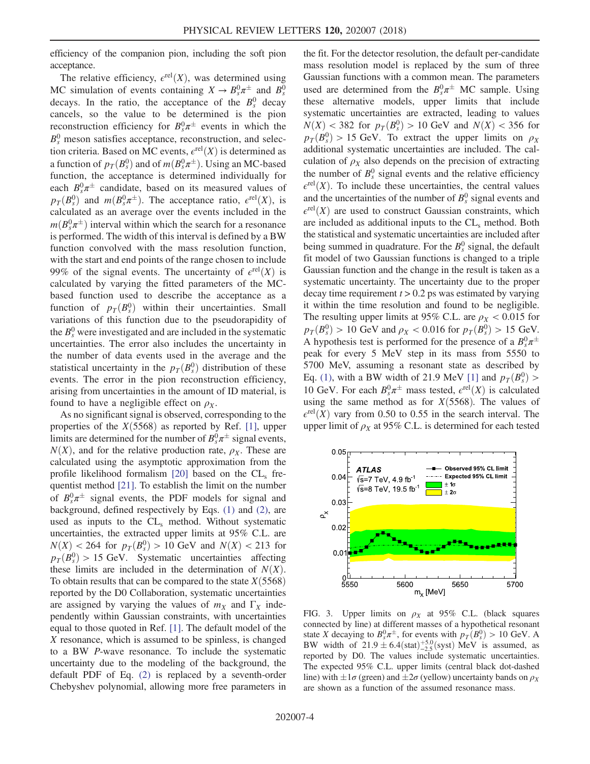efficiency of the companion pion, including the soft pion acceptance.

The relative efficiency, $\epsilon^{\rm rel}(X)$, was determined using MC simulation of events containing $X \to B_s^0\pi^\pm$ and $B_s^0$ decays. In the ratio, the acceptance of the $B_s^0$ decay cancels, so the value to be determined is the pion reconstruction efficiency for $B_s^0\pi^\pm$ events in which the $B_s^0$ meson satisfies acceptance, reconstruction, and selection criteria. Based on MC events, $\epsilon^{\rm rel}(X)$ is determined as a function of $p_T(B_s^0)$ and of $m(B_s^0\pi^\pm)$. Using an MC-based function, the acceptance is determined individually for each $B_s^0\pi^\pm$ candidate, based on its measured values of $p_T(B_s^0)$ and $m(B_s^0\pi^\pm)$. The acceptance ratio, $\epsilon^{\rm rel}(X)$, is calculated as an average over the events included in the $m(B_s^0\pi^\pm)$ interval within which the search for a resonance is performed. The width of this interval is defined by a BW function convolved with the mass resolution function, with the start and end points of the range chosen to include 99% of the signal events. The uncertainty of $\epsilon^{\rm rel}(X)$ is calculated by varying the fitted parameters of the MC-based function used to describe the acceptance as a function of $p_T(B_s^0)$ within their uncertainties. Small variations of this function due to the pseudorapidity of the $B_s^0$ were investigated and are included in the systematic uncertainties. The error also includes the uncertainty in the number of data events used in the average and the statistical uncertainty in the $p_T(B_s^0)$ distribution of these events. The error in the pion reconstruction efficiency, arising from uncertainties in the amount of ID material, is found to have a negligible effect on $\rho_X$.

As no significant signal is observed, corresponding to the properties of the $X(5568)$ as reported by Ref. [1], upper limits are determined for the number of $B_s^0\pi^\pm$ signal events, $N(X)$, and for the relative production rate, $\rho_X$. These are calculated using the asymptotic approximation from the profile likelihood formalism [20] based on the $\mathrm{CL_s}$ frequentist method [21]. To establish the limit on the number of $B_s^0\pi^\pm$ signal events, the PDF models for signal and background, defined respectively by Eqs. (1) and (2), are used as inputs to the $\mathrm{CL_s}$ method. Without systematic uncertainties, the extracted upper limits at 95% C.L. are $N(X) < 264$ for $p_T(B_s^0) > 10$ GeV and $N(X) < 213$ for $p_T(B_s^0) > 15$ GeV. Systematic uncertainties affecting these limits are included in the determination of $N(X)$. To obtain results that can be compared to the state $X(5568)$ reported by the D0 Collaboration, systematic uncertainties are assigned by varying the values of $m_X$ and $\Gamma_X$ independently within Gaussian constraints, with uncertainties equal to those quoted in Ref. [1]. The default model of the $X$ resonance, which is assumed to be spinless, is changed to a BW $P$-wave resonance. To include the systematic uncertainty due to the modeling of the background, the default PDF of Eq. (2) is replaced by a seventh-order Chebyshev polynomial, allowing more free parameters in the fit. For the detector resolution, the default per-candidate mass resolution model is replaced by the sum of three Gaussian functions with a common mean. The parameters used are determined from the $B_s^0\pi^\pm$ MC sample. Using these alternative models, upper limits that include systematic uncertainties are extracted, leading to values $N(X) < 382$ for $p_T(B_s^0) > 10$ GeV and $N(X) < 356$ for $p_T(B_s^0) > 15$ GeV. To extract the upper limits on $\rho_X$ additional systematic uncertainties are included. The calculation of $\rho_X$ also depends on the precision of extracting the number of $B_s^0$ signal events and the relative efficiency $\epsilon^{\rm rel}(X)$. To include these uncertainties, the central values and the uncertainties of the number of $B_s^0$ signal events and $\epsilon^{\rm rel}(X)$ are used to construct Gaussian constraints, which are included as additional inputs to the $\mathrm{CL_s}$ method. Both the statistical and systematic uncertainties are included after being summed in quadrature. For the $B_s^0$ signal, the default fit model of two Gaussian functions is changed to a triple Gaussian function and the change in the result is taken as a systematic uncertainty. The uncertainty due to the proper decay time requirement $t > 0.2$ ps was estimated by varying it within the time resolution and found to be negligible. The resulting upper limits at 95% C.L. are $\rho_X < 0.015$ for $p_T(B_s^0) > 10$ GeV and $\rho_X < 0.016$ for $p_T(B_s^0) > 15$ GeV. A hypothesis test is performed for the presence of a $B_s^0\pi^\pm$ peak for every 5 MeV step in its mass from 5550 to 5700 MeV, assuming a resonant state as described by Eq. (1), with a BW width of 21.9 MeV [1] and $p_T(B_s^0) > 10$ GeV. For each $B_s^0\pi^\pm$ mass tested, $\epsilon^{\rm rel}(X)$ is calculated using the same method as for $X(5568)$. The values of $\epsilon^{\rm rel}(X)$ vary from 0.50 to 0.55 in the search interval. The upper limit of $\rho_X$ at 95% C.L. is determined for each tested

ATLAS
$\sqrt{s}$=7 TeV, 4.9 fb$^{-1}$
$\sqrt{s}$=8 TeV, 19.5 fb$^{-1}$
Observed 95% CL limit
Expected 95% CL limit
± 1σ
± 2σ
$\rho_X$
0.05
0.04
0.03
0.02
0.01
0
5550
5600
5650
5700
$m_X$ [MeV]

FIG. 3. Upper limits on $\rho_X$ at 95% C.L. (black squares connected by line) at different masses of a hypothetical resonant state $X$ decaying to $B_s^0\pi^\pm$, for events with $p_T(B_s^0) > 10$ GeV. A BW width of $21.9 \pm 6.4(\mathrm{stat})^{+5.0}_{-2.5}(\mathrm{syst})$ MeV is assumed, as reported by D0. The values include systematic uncertainties. The expected 95% C.L. upper limits (central black dot-dashed line) with $\pm 1\sigma$ (green) and $\pm 2\sigma$ (yellow) uncertainty bands on $\rho_X$ are shown as a function of the assumed resonance mass.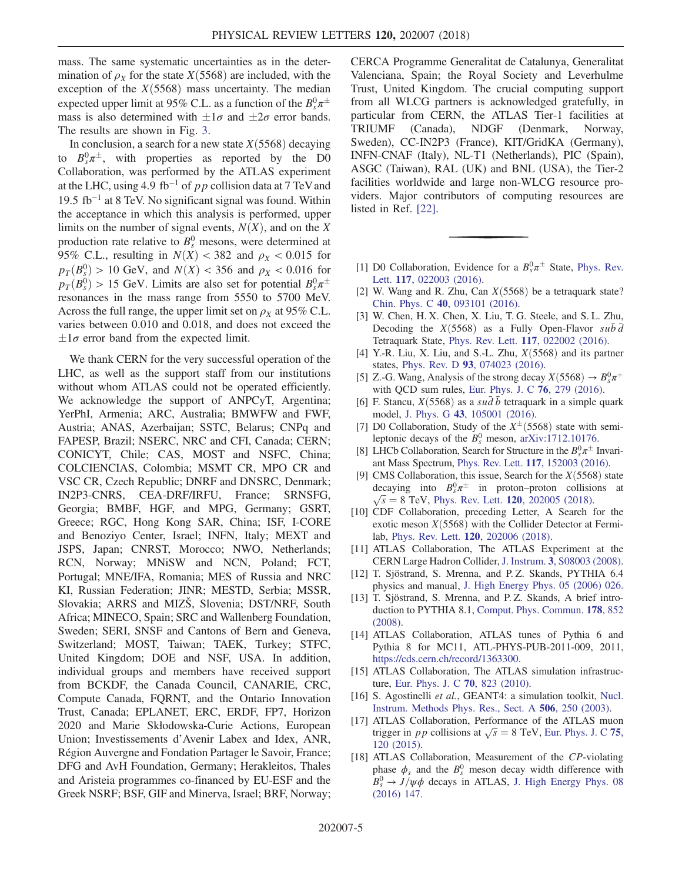mass. The same systematic uncertainties as in the determination of $\rho_X$ for the state $X(5568)$ are included, with the exception of the $X(5568)$ mass uncertainty. The median expected upper limit at 95% C.L. as a function of the $B_s^0\pi^\pm$ mass is also determined with $\pm1\sigma$ and $\pm2\sigma$ error bands. The results are shown in Fig. 3.

In conclusion, a search for a new state $X(5568)$ decaying to $B_s^0\pi^\pm$, with properties as reported by the D0 Collaboration, was performed by the ATLAS experiment at the LHC, using 4.9 $\mathrm{fb}^{-1}$ of $pp$ collision data at 7 TeV and 19.5 $\mathrm{fb}^{-1}$ at 8 TeV. No significant signal was found. Within the acceptance in which this analysis is performed, upper limits on the number of signal events, $N(X)$, and on the $X$ production rate relative to $B_s^0$ mesons, were determined at 95% C.L., resulting in $N(X) < 382$ and $\rho_X < 0.015$ for $p_T(B_s^0) > 10$ GeV, and $N(X) < 356$ and $\rho_X < 0.016$ for $p_T(B_s^0) > 15$ GeV. Limits are also set for potential $B_s^0\pi^\pm$ resonances in the mass range from 5550 to 5700 MeV. Across the full range, the upper limit set on $\rho_X$ at 95% C.L. varies between 0.010 and 0.018, and does not exceed the $\pm1\sigma$ error band from the expected limit.

We thank CERN for the very successful operation of the LHC, as well as the support staff from our institutions without whom ATLAS could not be operated efficiently. We acknowledge the support of ANPCyT, Argentina; YerPhI, Armenia; ARC, Australia; BMWFW and FWF, Austria; ANAS, Azerbaijan; SSTC, Belarus; CNPq and FAPESP, Brazil; NSERC, NRC and CFI, Canada; CERN; CONICYT, Chile; CAS, MOST and NSFC, China; COLCIENCIAS, Colombia; MSMT CR, MPO CR and VSC CR, Czech Republic; DNRF and DNSRC, Denmark; IN2P3-CNRS, CEA-DRF/IRFU, France; SRNSFG, Georgia; BMBF, HGF, and MPG, Germany; GSRT, Greece; RGC, Hong Kong SAR, China; ISF, I-CORE and Benoziyo Center, Israel; INFN, Italy; MEXT and JSPS, Japan; CNRST, Morocco; NWO, Netherlands; RCN, Norway; MNiSW and NCN, Poland; FCT, Portugal; MNE/IFA, Romania; MES of Russia and NRC KI, Russian Federation; JINR; MESTD, Serbia; MSSR, Slovakia; ARRS and MIZŠ, Slovenia; DST/NRF, South Africa; MINECO, Spain; SRC and Wallenberg Foundation, Sweden; SERI, SNSF and Cantons of Bern and Geneva, Switzerland; MOST, Taiwan; TAEK, Turkey; STFC, United Kingdom; DOE and NSF, USA. In addition, individual groups and members have received support from BCKDF, the Canada Council, CANARIE, CRC, Compute Canada, FQRNT, and the Ontario Innovation Trust, Canada; EPLANET, ERC, ERDF, FP7, Horizon 2020 and Marie Skłodowska-Curie Actions, European Union; Investissements d'Avenir Labex and Idex, ANR, Région Auvergne and Fondation Partager le Savoir, France; DFG and AvH Foundation, Germany; Herakleitos, Thales and Aristeia programmes co-financed by EU-ESF and the Greek NSRF; BSF, GIF and Minerva, Israel; BRF, Norway; CERCA Programme Generalitat de Catalunya, Generalitat Valenciana, Spain; the Royal Society and Leverhulme Trust, United Kingdom. The crucial computing support from all WLCG partners is acknowledged gratefully, in particular from CERN, the ATLAS Tier-1 facilities at TRIUMF (Canada), NDGF (Denmark, Norway, Sweden), CC-IN2P3 (France), KIT/GridKA (Germany), INFN-CNAF (Italy), NL-T1 (Netherlands), PIC (Spain), ASGC (Taiwan), RAL (UK) and BNL (USA), the Tier-2 facilities worldwide and large non-WLCG resource providers. Major contributors of computing resources are listed in Ref. [22].

---

[1] D0 Collaboration, Evidence for a $B_s^0\pi^\pm$ State, Phys. Rev. Lett. **117**, 022003 (2016).

[2] W. Wang and R. Zhu, Can $X(5568)$ be a tetraquark state? Chin. Phys. C **40**, 093101 (2016).

[3] W. Chen, H. X. Chen, X. Liu, T. G. Steele, and S. L. Zhu, Decoding the $X(5568)$ as a Fully Open-Flavor $sub\bar{b}\bar{d}$ Tetraquark State, Phys. Rev. Lett. **117**, 022002 (2016).

[4] Y.-R. Liu, X. Liu, and S.-L. Zhu, $X(5568)$ and its partner states, Phys. Rev. D **93**, 074023 (2016).

[5] Z.-G. Wang, Analysis of the strong decay $X(5568) \to B_s^0\pi^+$ with QCD sum rules, Eur. Phys. J. C **76**, 279 (2016).

[6] F. Stancu, $X(5568)$ as a $su\bar{d}\bar{b}$ tetraquark in a simple quark model, J. Phys. G **43**, 105001 (2016).

[7] D0 Collaboration, Study of the $X^\pm(5568)$ state with semileptonic decays of the $B_s^0$ meson, arXiv:1712.10176.

[8] LHCb Collaboration, Search for Structure in the $B_s^0\pi^\pm$ Invariant Mass Spectrum, Phys. Rev. Lett. **117**, 152003 (2016).

[9] CMS Collaboration, this issue, Search for the $X(5568)$ state decaying into $B_s^0\pi^\pm$ in proton–proton collisions at $\sqrt{s} = 8$ TeV, Phys. Rev. Lett. **120**, 202005 (2018).

[10] CDF Collaboration, preceding Letter, A Search for the exotic meson $X(5568)$ with the Collider Detector at Fermilab, Phys. Rev. Lett. **120**, 202006 (2018).

[11] ATLAS Collaboration, The ATLAS Experiment at the CERN Large Hadron Collider, J. Instrum. **3**, S08003 (2008).

[12] T. Sjöstrand, S. Mrenna, and P. Z. Skands, PYTHIA 6.4 physics and manual, J. High Energy Phys. 05 (2006) 026.

[13] T. Sjöstrand, S. Mrenna, and P. Z. Skands, A brief introduction to PYTHIA 8.1, Comput. Phys. Commun. **178**, 852 (2008).

[14] ATLAS Collaboration, ATLAS tunes of Pythia 6 and Pythia 8 for MC11, ATL-PHYS-PUB-2011-009, 2011, https://cds.cern.ch/record/1363300.

[15] ATLAS Collaboration, The ATLAS simulation infrastructure, Eur. Phys. J. C **70**, 823 (2010).

[16] S. Agostinelli *et al.*, GEANT4: a simulation toolkit, Nucl. Instrum. Methods Phys. Res., Sect. A **506**, 250 (2003).

[17] ATLAS Collaboration, Performance of the ATLAS muon trigger in $pp$ collisions at $\sqrt{s} = 8$ TeV, Eur. Phys. J. C **75**, 120 (2015).

[18] ATLAS Collaboration, Measurement of the $CP$-violating phase $\phi_s$ and the $B_s^0$ meson decay width difference with $B_s^0 \to J/\psi\phi$ decays in ATLAS, J. High Energy Phys. 08 (2016) 147.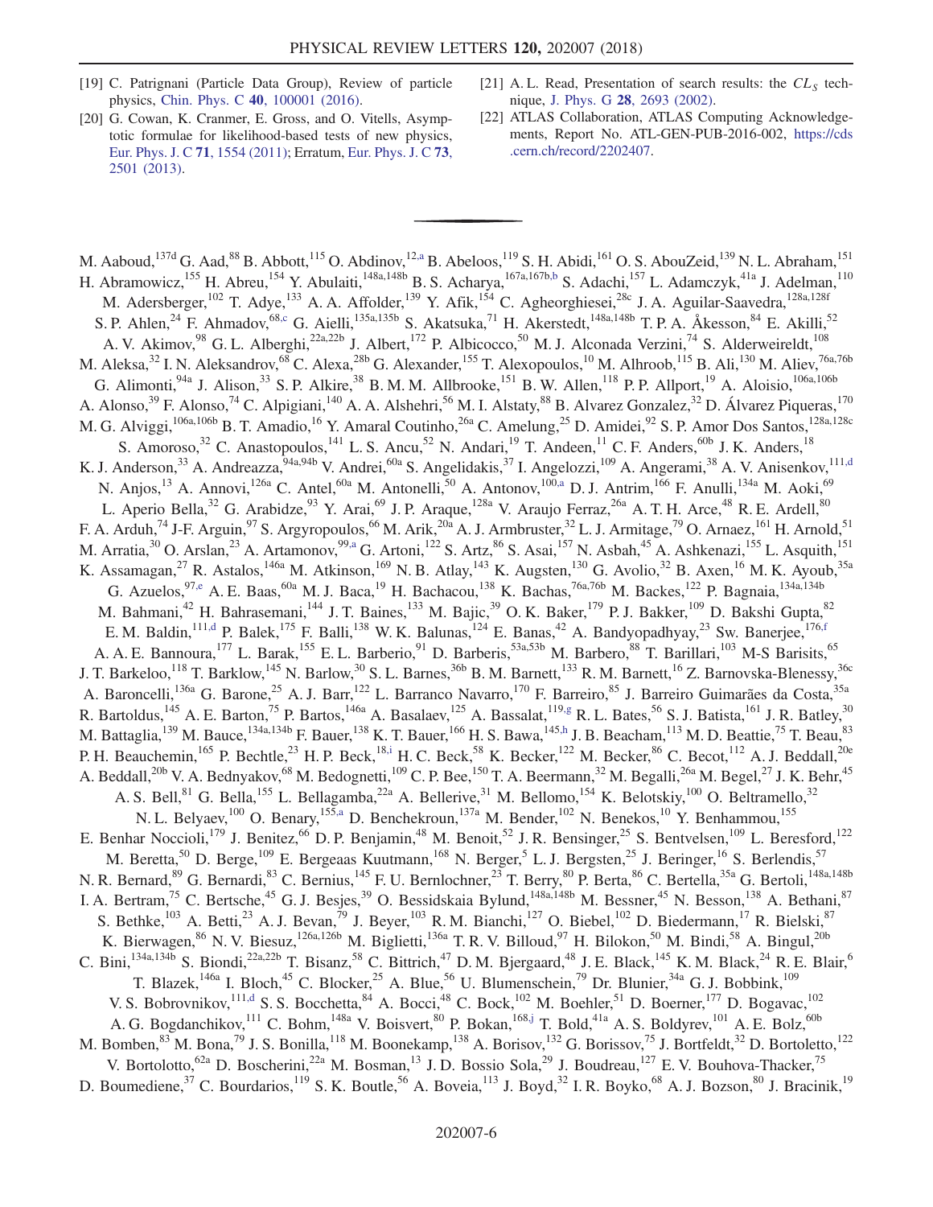[19] C. Patrignani (Particle Data Group), Review of particle physics, Chin. Phys. C 40, 100001 (2016).

[20] G. Cowan, K. Cranmer, E. Gross, and O. Vitells, Asymptotic formulae for likelihood-based tests of new physics, Eur. Phys. J. C 71, 1554 (2011); Erratum, Eur. Phys. J. C 73, 2501 (2013).

[21] A. L. Read, Presentation of search results: the $CL_S$ technique, J. Phys. G 28, 2693 (2002).

[22] ATLAS Collaboration, ATLAS Computing Acknowledgements, Report No. ATL-GEN-PUB-2016-002, https://cds.cern.ch/record/2202407.

---

M. Aaboud,[137d] G. Aad,[88] B. Abbott,[115] O. Abdinov,[12,a] B. Abeloos,[119] S. H. Abidi,[161] O. S. AbouZeid,[139] N. L. Abraham,[151] H. Abramowicz,[155] H. Abreu,[154] Y. Abulaiti,[148a,148b] B. S. Acharya,[167a,167b,b] S. Adachi,[157] L. Adamczyk,[41a] J. Adelman,[110] M. Adersberger,[102] T. Adye,[133] A. A. Affolder,[139] Y. Afik,[154] C. Agheorghiesei,[28c] J. A. Aguilar-Saavedra,[128a,128f] S. P. Ahlen,[24] F. Ahmadov,[68,c] G. Aielli,[135a,135b] S. Akatsuka,[71] H. Akerstedt,[148a,148b] T. P. A. Åkesson,[84] E. Akilli,[52] A. V. Akimov,[98] G. L. Alberghi,[22a,22b] J. Albert,[172] P. Albicocco,[50] M. J. Alconada Verzini,[74] S. Alderweireldt,[108] M. Aleksa,[32] I. N. Aleksandrov,[68] C. Alexa,[28b] G. Alexander,[155] T. Alexopoulos,[10] M. Alhroob,[115] B. Ali,[130] M. Aliev,[76a,76b] G. Alimonti,[94a] J. Alison,[33] S. P. Alkire,[38] B. M. M. Allbrooke,[151] B. W. Allen,[118] P. P. Allport,[19] A. Aloisio,[106a,106b] A. Alonso,[39] F. Alonso,[74] C. Alpigiani,[140] A. A. Alshehri,[56] M. I. Alstaty,[88] B. Alvarez Gonzalez,[32] D. Álvarez Piqueras,[170] M. G. Alviggi,[106a,106b] B. T. Amadio,[16] Y. Amaral Coutinho,[26a] C. Amelung,[25] D. Amidei,[92] S. P. Amor Dos Santos,[128a,128c] S. Amoroso,[32] C. Anastopoulos,[141] L. S. Ancu,[52] N. Andari,[19] T. Andeen,[11] C. F. Anders,[60b] J. K. Anders,[18] K. J. Anderson,[33] A. Andreazza,[94a,94b] V. Andrei,[60a] S. Angelidakis,[37] I. Angelozzi,[109] A. Angerami,[38] A. V. Anisenkov,[111,d] N. Anjos,[13] A. Annovi,[126a] C. Antel,[60a] M. Antonelli,[50] A. Antonov,[100,a] D. J. Antrim,[166] F. Anulli,[134a] M. Aoki,[69] L. Aperio Bella,[32] G. Arabidze,[93] Y. Arai,[69] J. P. Araque,[128a] V. Araujo Ferraz,[26a] A. T. H. Arce,[48] R. E. Ardell,[80] F. A. Arduh,[74] J-F. Arguin,[97] S. Argyropoulos,[66] M. Arik,[20a] A. J. Armbruster,[32] L. J. Armitage,[79] O. Arnaez,[161] H. Arnold,[51] M. Arratia,[30] O. Arslan,[23] A. Artamonov,[99,a] G. Artoni,[122] S. Artz,[86] S. Asai,[157] N. Asbah,[45] A. Ashkenazi,[155] L. Asquith,[151] K. Assamagan,[27] R. Astalos,[146a] M. Atkinson,[169] N. B. Atlay,[143] K. Augsten,[130] G. Avolio,[32] B. Axen,[16] M. K. Ayoub,[35a] G. Azuelos,[97,e] A. E. Baas,[60a] M. J. Baca,[19] H. Bachacou,[138] K. Bachas,[76a,76b] M. Backes,[122] P. Bagnaia,[134a,134b] M. Bahmani,[42] H. Bahrasemani,[144] J. T. Baines,[133] M. Bajic,[39] O. K. Baker,[179] P. J. Bakker,[109] D. Bakshi Gupta,[82] E. M. Baldin,[111,d] P. Balek,[175] F. Balli,[138] W. K. Balunas,[124] E. Banas,[42] A. Bandyopadhyay,[23] Sw. Banerjee,[176,f] A. A. E. Bannoura,[177] L. Barak,[155] E. L. Barberio,[91] D. Barberis,[53a,53b] M. Barbero,[88] T. Barillari,[103] M-S Barisits,[65] J. T. Barkeloo,[118] T. Barklow,[145] N. Barlow,[30] S. L. Barnes,[36b] B. M. Barnett,[133] R. M. Barnett,[16] Z. Barnovska-Blenessy,[36c] A. Baroncelli,[136a] G. Barone,[25] A. J. Barr,[122] L. Barranco Navarro,[170] F. Barreiro,[85] J. Barreiro Guimarães da Costa,[35a] R. Bartoldus,[145] A. E. Barton,[75] P. Bartos,[146a] A. Basalaev,[125] A. Bassalat,[119,g] R. L. Bates,[56] S. J. Batista,[161] J. R. Batley,[30] M. Battaglia,[139] M. Bauce,[134a,134b] F. Bauer,[138] K. T. Bauer,[166] H. S. Bawa,[145,h] J. B. Beacham,[113] M. D. Beattie,[75] T. Beau,[83] P. H. Beauchemin,[165] P. Bechtle,[23] H. P. Beck,[18,i] H. C. Beck,[58] K. Becker,[122] M. Becker,[86] C. Becot,[112] A. J. Beddall,[20e] A. Beddall,[20b] V. A. Bednyakov,[68] M. Bedognetti,[109] C. P. Bee,[150] T. A. Beermann,[32] M. Begalli,[26a] M. Begel,[27] J. K. Behr,[45] A. S. Bell,[81] G. Bella,[155] L. Bellagamba,[22a] A. Bellerive,[31] M. Bellomo,[154] K. Belotskiy,[100] O. Beltramello,[32] N. L. Belyaev,[100] O. Benary,[155,a] D. Benchekroun,[137a] M. Bender,[102] N. Benekos,[10] Y. Benhammou,[155] E. Benhar Noccioli,[179] J. Benitez,[66] D. P. Benjamin,[48] M. Benoit,[52] J. R. Bensinger,[25] S. Bentvelsen,[109] L. Beresford,[122] M. Beretta,[50] D. Berge,[109] E. Bergeaas Kuutmann,[168] N. Berger,[5] L. J. Bergsten,[25] J. Beringer,[16] S. Berlendis,[57] N. R. Bernard,[89] G. Bernardi,[83] C. Bernius,[145] F. U. Bernlochner,[23] T. Berry,[80] P. Berta,[86] C. Bertella,[35a] G. Bertoli,[148a,148b] I. A. Bertram,[75] C. Bertsche,[45] G. J. Besjes,[39] O. Bessidskaia Bylund,[148a,148b] M. Bessner,[45] N. Besson,[138] A. Bethani,[87] S. Bethke,[103] A. Betti,[23] A. J. Bevan,[79] J. Beyer,[103] R. M. Bianchi,[127] O. Biebel,[102] D. Biedermann,[17] R. Bielski,[87] K. Bierwagen,[86] N. V. Biesuz,[126a,126b] M. Biglietti,[136a] T. R. V. Billoud,[97] H. Bilokon,[50] M. Bindi,[58] A. Bingul,[20b] C. Bini,[134a,134b] S. Biondi,[22a,22b] T. Bisanz,[58] C. Bittrich,[47] D. M. Bjergaard,[48] J. E. Black,[145] K. M. Black,[24] R. E. Blair,[6] T. Blazek,[146a] I. Bloch,[45] C. Blocker,[25] A. Blue,[56] U. Blumenschein,[79] Dr. Blunier,[34a] G. J. Bobbink,[109] V. S. Bobrovnikov,[111,d] S. S. Bocchetta,[84] A. Bocci,[48] C. Bock,[102] M. Boehler,[51] D. Boerner,[177] D. Bogavac,[102] A. G. Bogdanchikov,[111] C. Bohm,[148a] V. Boisvert,[80] P. Bokan,[168,j] T. Bold,[41a] A. S. Boldyrev,[101] A. E. Bolz,[60b] M. Bomben,[83] M. Bona,[79] J. S. Bonilla,[118] M. Boonekamp,[138] A. Borisov,[132] G. Borissov,[75] J. Bortfeldt,[32] D. Bortoletto,[122] V. Bortolotto,[62a] D. Boscherini,[22a] M. Bosman,[13] J. D. Bossio Sola,[29] J. Boudreau,[127] E. V. Bouhova-Thacker,[75] D. Boumediene,[37] C. Bourdarios,[119] S. K. Boutle,[56] A. Boveia,[113] J. Boyd,[32] I. R. Boyko,[68] A. J. Bozson,[80] J. Bracinik,[19]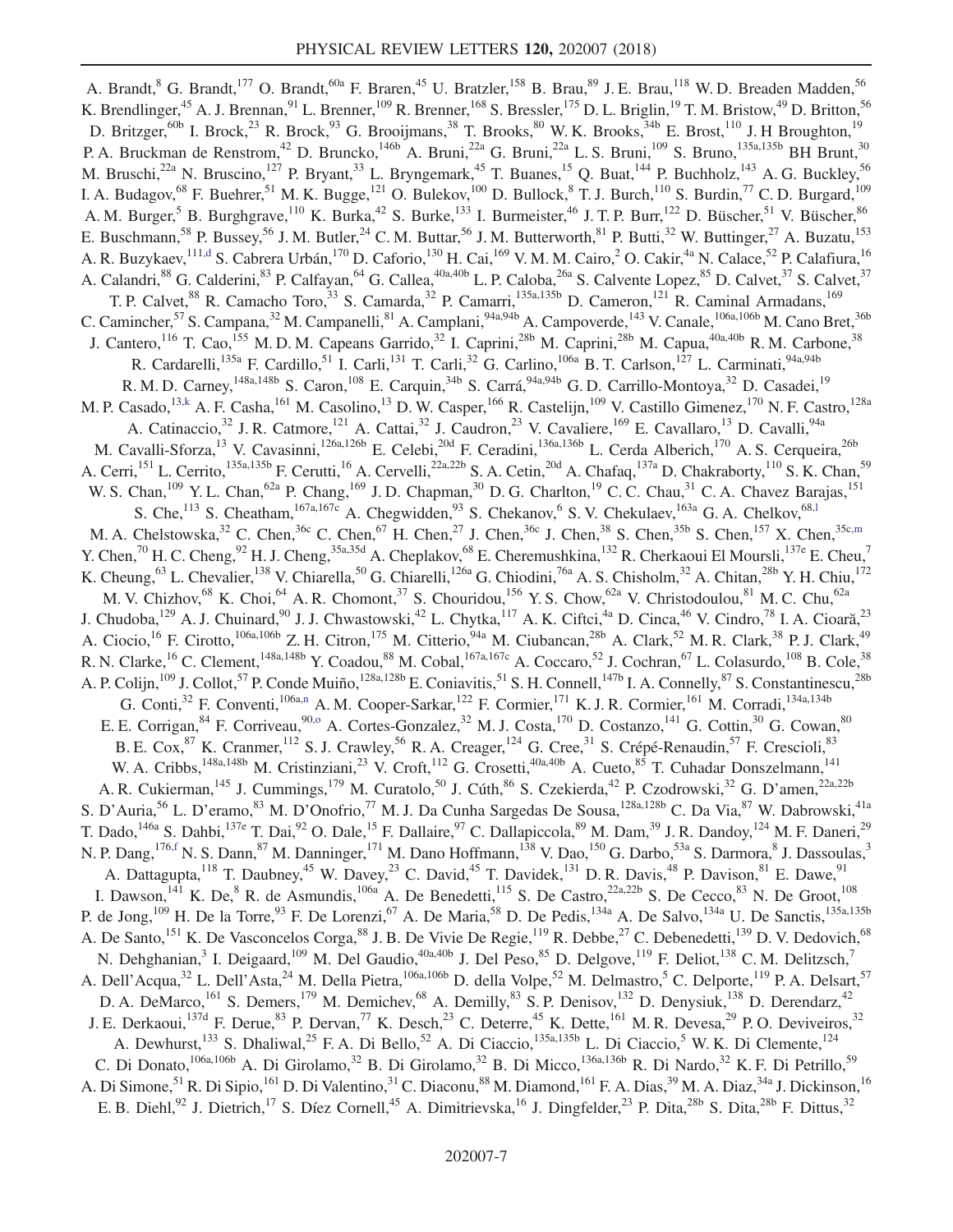A. Brandt,[8] G. Brandt,[177] O. Brandt,[60a] F. Braren,[45] U. Bratzler,[158] B. Brau,[89] J. E. Brau,[118] W. D. Breaden Madden,[56] K. Brendlinger,[45] A. J. Brennan,[91] L. Brenner,[109] R. Brenner,[168] S. Bressler,[175] D. L. Briglin,[19] T. M. Bristow,[49] D. Britton,[56] D. Britzger,[60b] I. Brock,[23] R. Brock,[93] G. Brooijmans,[38] T. Brooks,[80] W. K. Brooks,[34b] E. Brost,[110] J. H Broughton,[19] P. A. Bruckman de Renstrom,[42] D. Bruncko,[146b] A. Bruni,[22a] G. Bruni,[22a] L. S. Bruni,[109] S. Bruno,[135a,135b] BH Brunt,[30] M. Bruschi,[22a] N. Bruscino,[127] P. Bryant,[33] L. Bryngemark,[45] T. Buanes,[15] Q. Buat,[144] P. Buchholz,[143] A. G. Buckley,[56] I. A. Budagov,[68] F. Buehrer,[51] M. K. Bugge,[121] O. Bulekov,[100] D. Bullock,[8] T. J. Burch,[110] S. Burdin,[77] C. D. Burgard,[109] A. M. Burger,[5] B. Burghgrave,[110] K. Burka,[42] S. Burke,[133] I. Burmeister,[46] J. T. P. Burr,[122] D. Büscher,[51] V. Büscher,[86] E. Buschmann,[58] P. Bussey,[56] J. M. Butler,[24] C. M. Buttar,[56] J. M. Butterworth,[81] P. Butti,[32] W. Buttinger,[27] A. Buzatu,[153] A. R. Buzykaev,[111,d] S. Cabrera Urbán,[170] D. Caforio,[130] H. Cai,[169] V. M. M. Cairo,[2] O. Cakir,[4a] N. Calace,[52] P. Calafiura,[16] A. Calandri,[88] G. Calderini,[83] P. Calfayan,[64] G. Callea,[40a,40b] L. P. Caloba,[26a] S. Calvente Lopez,[85] D. Calvet,[37] S. Calvet,[37] T. P. Calvet,[88] R. Camacho Toro,[33] S. Camarda,[32] P. Camarri,[135a,135b] D. Cameron,[121] R. Caminal Armadans,[169] C. Camincher,[57] S. Campana,[32] M. Campanelli,[81] A. Camplani,[94a,94b] A. Campoverde,[143] V. Canale,[106a,106b] M. Cano Bret,[36b] J. Cantero,[116] T. Cao,[155] M. D. M. Capeans Garrido,[32] I. Caprini,[28b] M. Caprini,[28b] M. Capua,[40a,40b] R. M. Carbone,[38] R. Cardarelli,[135a] F. Cardillo,[51] I. Carli,[131] T. Carli,[32] G. Carlino,[106a] B. T. Carlson,[127] L. Carminati,[94a,94b] R. M. D. Carney,[148a,148b] S. Caron,[108] E. Carquin,[34b] S. Carrá,[94a,94b] G. D. Carrillo-Montoya,[32] D. Casadei,[19] M. P. Casado,[13,k] A. F. Casha,[161] M. Casolino,[13] D. W. Casper,[166] R. Castelijn,[109] V. Castillo Gimenez,[170] N. F. Castro,[128a] A. Catinaccio,[32] J. R. Catmore,[121] A. Cattai,[32] J. Caudron,[23] V. Cavaliere,[169] E. Cavallaro,[13] D. Cavalli,[94a] M. Cavalli-Sforza,[13] V. Cavasinni,[126a,126b] E. Celebi,[20d] F. Ceradini,[136a,136b] L. Cerda Alberich,[170] A. S. Cerqueira,[26b] A. Cerri,[151] L. Cerrito,[135a,135b] F. Cerutti,[16] A. Cervelli,[22a,22b] S. A. Cetin,[20d] A. Chafaq,[137a] D. Chakraborty,[110] S. K. Chan,[59] W. S. Chan,[109] Y. L. Chan,[62a] P. Chang,[169] J. D. Chapman,[30] D. G. Charlton,[19] C. C. Chau,[31] C. A. Chavez Barajas,[151] S. Che,[113] S. Cheatham,[167a,167c] A. Chegwidden,[93] S. Chekanov,[6] S. V. Chekulaev,[163a] G. A. Chelkov,[68,l] M. A. Chelstowska,[32] C. Chen,[36c] C. Chen,[67] H. Chen,[27] J. Chen,[36c] J. Chen,[38] S. Chen,[35b] S. Chen,[157] X. Chen,[35c,m] Y. Chen,[70] H. C. Cheng,[92] H. J. Cheng,[35a,35d] A. Cheplakov,[68] E. Cheremushkina,[132] R. Cherkaoui El Moursli,[137e] E. Cheu,[7] K. Cheung,[63] L. Chevalier,[138] V. Chiarella,[50] G. Chiarelli,[126a] G. Chiodini,[76a] A. S. Chisholm,[32] A. Chitan,[28b] Y. H. Chiu,[172] M. V. Chizhov,[68] K. Choi,[64] A. R. Chomont,[37] S. Chouridou,[156] Y. S. Chow,[62a] V. Christodoulou,[81] M. C. Chu,[62a] J. Chudoba,[129] A. J. Chuinard,[90] J. J. Chwastowski,[42] L. Chytka,[117] A. K. Ciftci,[4a] D. Cinca,[46] V. Cindro,[78] I. A. Cioară,[23] A. Ciocio,[16] F. Cirotto,[106a,106b] Z. H. Citron,[175] M. Citterio,[94a] M. Ciubancan,[28b] A. Clark,[52] M. R. Clark,[38] P. J. Clark,[49] R. N. Clarke,[16] C. Clement,[148a,148b] Y. Coadou,[88] M. Cobal,[167a,167c] A. Coccaro,[52] J. Cochran,[67] L. Colasurdo,[108] B. Cole,[38] A. P. Colijn,[109] J. Collot,[57] P. Conde Muiño,[128a,128b] E. Coniavitis,[51] S. H. Connell,[147b] I. A. Connelly,[87] S. Constantinescu,[28b] G. Conti,[32] F. Conventi,[106a,n] A. M. Cooper-Sarkar,[122] F. Cormier,[171] K. J. R. Cormier,[161] M. Corradi,[134a,134b] E. E. Corrigan,[84] F. Corriveau,[90,o] A. Cortes-Gonzalez,[32] M. J. Costa,[170] D. Costanzo,[141] G. Cottin,[30] G. Cowan,[80] B. E. Cox,[87] K. Cranmer,[112] S. J. Crawley,[56] R. A. Creager,[124] G. Cree,[31] S. Crépé-Renaudin,[57] F. Crescioli,[83] W. A. Cribbs,[148a,148b] M. Cristinziani,[23] V. Croft,[112] G. Crosetti,[40a,40b] A. Cueto,[85] T. Cuhadar Donszelmann,[141] A. R. Cukierman,[145] J. Cummings,[179] M. Curatolo,[50] J. Cúth,[86] S. Czekierda,[42] P. Czodrowski,[32] G. D'amen,[22a,22b] S. D'Auria,[56] L. D'eramo,[83] M. D'Onofrio,[77] M. J. Da Cunha Sargedas De Sousa,[128a,128b] C. Da Via,[87] W. Dabrowski,[41a] T. Dado,[146a] S. Dahbi,[137e] T. Dai,[92] O. Dale,[15] F. Dallaire,[97] C. Dallapiccola,[89] M. Dam,[39] J. R. Dandoy,[124] M. F. Daneri,[29] N. P. Dang,[176,f] N. S. Dann,[87] M. Danninger,[171] M. Dano Hoffmann,[138] V. Dao,[150] G. Darbo,[53a] S. Darmora,[8] J. Dassoulas,[3] A. Dattagupta,[118] T. Daubney,[45] W. Davey,[23] C. David,[45] T. Davidek,[131] D. R. Davis,[48] P. Davison,[81] E. Dawe,[91] I. Dawson,[141] K. De,[8] R. de Asmundis,[106a] A. De Benedetti,[115] S. De Castro,[22a,22b] S. De Cecco,[83] N. De Groot,[108] P. de Jong,[109] H. De la Torre,[93] F. De Lorenzi,[67] A. De Maria,[58] D. De Pedis,[134a] A. De Salvo,[134a] U. De Sanctis,[135a,135b] A. De Santo,[151] K. De Vasconcelos Corga,[88] J. B. De Vivie De Regie,[119] R. Debbe,[27] C. Debenedetti,[139] D. V. Dedovich,[68] N. Dehghanian,[3] I. Deigaard,[109] M. Del Gaudio,[40a,40b] J. Del Peso,[85] D. Delgove,[119] F. Deliot,[138] C. M. Delitzsch,[7] A. Dell'Acqua,[32] L. Dell'Asta,[24] M. Della Pietra,[106a,106b] D. della Volpe,[52] M. Delmastro,[5] C. Delporte,[119] P. A. Delsart,[57] D. A. DeMarco,[161] S. Demers,[179] M. Demichev,[68] A. Demilly,[83] S. P. Denisov,[132] D. Denysiuk,[138] D. Derendarz,[42] J. E. Derkaoui,[137d] F. Derue,[83] P. Dervan,[77] K. Desch,[23] C. Deterre,[45] K. Dette,[161] M. R. Devesa,[29] P. O. Deviveiros,[32] A. Dewhurst,[133] S. Dhaliwal,[25] F. A. Di Bello,[52] A. Di Ciaccio,[135a,135b] L. Di Ciaccio,[5] W. K. Di Clemente,[124] C. Di Donato,[106a,106b] A. Di Girolamo,[32] B. Di Girolamo,[32] B. Di Micco,[136a,136b] R. Di Nardo,[32] K. F. Di Petrillo,[59] A. Di Simone,[51] R. Di Sipio,[161] D. Di Valentino,[31] C. Diaconu,[88] M. Diamond,[161] F. A. Dias,[39] M. A. Diaz,[34a] J. Dickinson,[16] E. B. Diehl,[92] J. Dietrich,[17] S. Díez Cornell,[45] A. Dimitrievska,[16] J. Dingfelder,[23] P. Dita,[28b] S. Dita,[28b] F. Dittus,[32]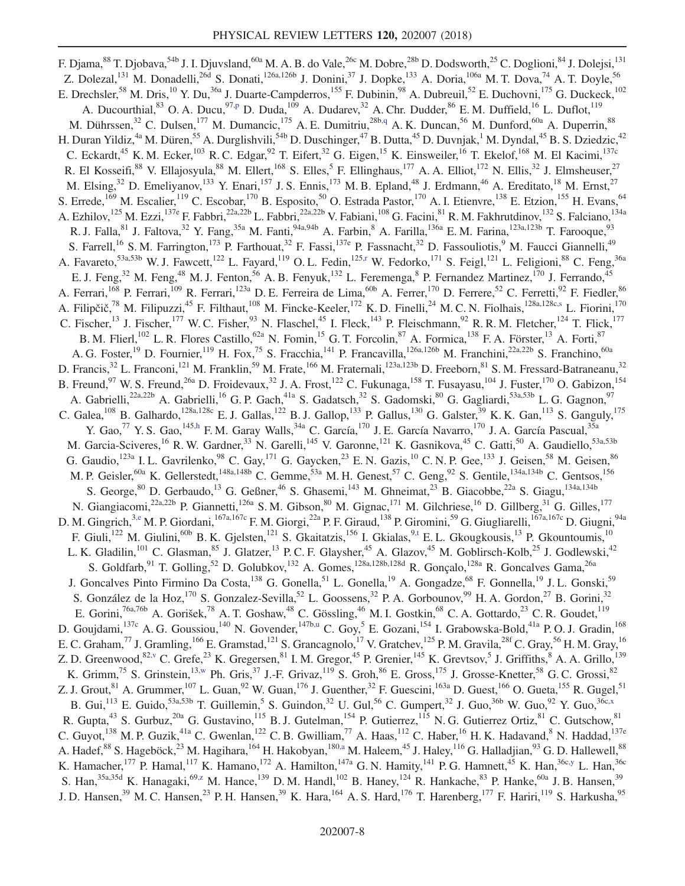F. Djama,[88] T. Djobava,[54b] J. I. Djuvsland,[60a] M. A. B. do Vale,[26c] M. Dobre,[28b] D. Dodsworth,[25] C. Doglioni,[84] J. Dolejsi,[131] Z. Dolezal,[131] M. Donadelli,[26d] S. Donati,[126a,126b] J. Donini,[37] J. Dopke,[133] A. Doria,[106a] M. T. Dova,[74] A. T. Doyle,[56] E. Drechsler,[58] M. Dris,[10] Y. Du,[36a] J. Duarte-Campderros,[155] F. Dubinin,[98] A. Dubreuil,[52] E. Duchovni,[175] G. Duckeck,[102] A. Ducourthial,[83] O. A. Ducu,[97,p] D. Duda,[109] A. Dudarev,[32] A. Chr. Dudder,[86] E. M. Duffield,[16] L. Duflot,[119] M. Dührssen,[32] C. Dulsen,[177] M. Dumancic,[175] A. E. Dumitriu,[28b,q] A. K. Duncan,[56] M. Dunford,[60a] A. Duperrin,[88] H. Duran Yildiz,[4a] M. Düren,[55] A. Durglishvili,[54b] D. Duschinger,[47] B. Dutta,[45] D. Duvnjak,[1] M. Dyndal,[45] B. S. Dziedzic,[42] C. Eckardt,[45] K. M. Ecker,[103] R. C. Edgar,[92] T. Eifert,[32] G. Eigen,[15] K. Einsweiler,[16] T. Ekelof,[168] M. El Kacimi,[137c] R. El Kosseifi,[88] V. Ellajosyula,[88] M. Ellert,[168] S. Elles,[5] F. Ellinghaus,[177] A. A. Elliot,[172] N. Ellis,[32] J. Elmsheuser,[27] M. Elsing,[32] D. Emeliyanov,[133] Y. Enari,[157] J. S. Ennis,[173] M. B. Epland,[48] J. Erdmann,[46] A. Ereditato,[18] M. Ernst,[27] S. Errede,[169] M. Escalier,[119] C. Escobar,[170] B. Esposito,[50] O. Estrada Pastor,[170] A. I. Etienvre,[138] E. Etzion,[155] H. Evans,[64] A. Ezhilov,[125] M. Ezzi,[137e] F. Fabbri,[22a,22b] L. Fabbri,[22a,22b] V. Fabiani,[108] G. Facini,[81] R. M. Fakhrutdinov,[132] S. Falciano,[134a] R. J. Falla,[81] J. Faltova,[32] Y. Fang,[35a] M. Fanti,[94a,94b] A. Farbin,[8] A. Farilla,[136a] E. M. Farina,[123a,123b] T. Farooque,[93] S. Farrell,[16] S. M. Farrington,[173] P. Farthouat,[32] F. Fassi,[137e] P. Fassnacht,[32] D. Fassouliotis,[9] M. Faucci Giannelli,[49] A. Favareto,[53a,53b] W. J. Fawcett,[122] L. Fayard,[119] O. L. Fedin,[125,r] W. Fedorko,[171] S. Feigl,[121] L. Feligioni,[88] C. Feng,[36a] E. J. Feng,[32] M. Feng,[48] M. J. Fenton,[56] A. B. Fenyuk,[132] L. Feremenga,[8] P. Fernandez Martinez,[170] J. Ferrando,[45] A. Ferrari,[168] P. Ferrari,[109] R. Ferrari,[123a] D. E. Ferreira de Lima,[60b] A. Ferrer,[170] D. Ferrere,[52] C. Ferretti,[92] F. Fiedler,[86] A. Filipčič,[78] M. Filipuzzi,[45] F. Filthaut,[108] M. Fincke-Keeler,[172] K. D. Finelli,[24] M. C. N. Fiolhais,[128a,128c,s] L. Fiorini,[170] C. Fischer,[13] J. Fischer,[177] W. C. Fisher,[93] N. Flaschel,[45] I. Fleck,[143] P. Fleischmann,[92] R. R. M. Fletcher,[124] T. Flick,[177] B. M. Flierl,[102] L. R. Flores Castillo,[62a] N. Fomin,[15] G. T. Forcolin,[87] A. Formica,[138] F. A. Förster,[13] A. Forti,[87] A. G. Foster,[19] D. Fournier,[119] H. Fox,[75] S. Fracchia,[141] P. Francavilla,[126a,126b] M. Franchini,[22a,22b] S. Franchino,[60a] D. Francis,[32] L. Franconi,[121] M. Franklin,[59] M. Frate,[166] M. Fraternali,[123a,123b] D. Freeborn,[81] S. M. Fressard-Batraneanu,[32] B. Freund,[97] W. S. Freund,[26a] D. Froidevaux,[32] J. A. Frost,[122] C. Fukunaga,[158] T. Fusayasu,[104] J. Fuster,[170] O. Gabizon,[154] A. Gabrielli,[22a,22b] A. Gabrielli,[16] G. P. Gach,[41a] S. Gadatsch,[32] S. Gadomski,[80] G. Gagliardi,[53a,53b] L. G. Gagnon,[97] C. Galea,[108] B. Galhardo,[128a,128c] E. J. Gallas,[122] B. J. Gallop,[133] P. Gallus,[130] G. Galster,[39] K. K. Gan,[113] S. Ganguly,[175] Y. Gao,[77] Y. S. Gao,[145,h] F. M. Garay Walls,[34a] C. García,[170] J. E. García Navarro,[170] J. A. García Pascual,[35a] M. Garcia-Sciveres,[16] R. W. Gardner,[33] N. Garelli,[145] V. Garonne,[121] K. Gasnikova,[45] C. Gatti,[50] A. Gaudiello,[53a,53b] G. Gaudio,[123a] I. L. Gavrilenko,[98] C. Gay,[171] G. Gaycken,[23] E. N. Gazis,[10] C. N. P. Gee,[133] J. Geisen,[58] M. Geisen,[86] M. P. Geisler,[60a] K. Gellerstedt,[148a,148b] C. Gemme,[53a] M. H. Genest,[57] C. Geng,[92] S. Gentile,[134a,134b] C. Gentsos,[156] S. George,[80] D. Gerbaudo,[13] G. Geßner,[46] S. Ghasemi,[143] M. Ghneimat,[23] B. Giacobbe,[22a] S. Giagu,[134a,134b] N. Giangiacomi,[22a,22b] P. Giannetti,[126a] S. M. Gibson,[80] M. Gignac,[171] M. Gilchriese,[16] D. Gillberg,[31] G. Gilles,[177] D. M. Gingrich,[3,e] M. P. Giordani,[167a,167c] F. M. Giorgi,[22a] P. F. Giraud,[138] P. Giromini,[59] G. Giugliarelli,[167a,167c] D. Giugni,[94a] F. Giuli,[122] M. Giulini,[60b] B. K. Gjelsten,[121] S. Gkaitatzis,[156] I. Gkialas,[9,t] E. L. Gkougkousis,[13] P. Gkountoumis,[10] L. K. Gladilin,[101] C. Glasman,[85] J. Glatzer,[13] P. C. F. Glaysher,[45] A. Glazov,[45] M. Goblirsch-Kolb,[25] J. Godlewski,[42] S. Goldfarb,[91] T. Golling,[52] D. Golubkov,[132] A. Gomes,[128a,128b,128d] R. Gonçalo,[128a] R. Goncalves Gama,[26a] J. Goncalves Pinto Firmino Da Costa,[138] G. Gonella,[51] L. Gonella,[19] A. Gongadze,[68] F. Gonnella,[19] J. L. Gonski,[59] S. González de la Hoz,[170] S. Gonzalez-Sevilla,[52] L. Goossens,[32] P. A. Gorbounov,[99] H. A. Gordon,[27] B. Gorini,[32] E. Gorini,[76a,76b] A. Gorišek,[78] A. T. Goshaw,[48] C. Gössling,[46] M. I. Gostkin,[68] C. A. Gottardo,[23] C. R. Goudet,[119] D. Goujdami,[137c] A. G. Goussiou,[140] N. Govender,[147b,u] C. Goy,[5] E. Gozani,[154] I. Grabowska-Bold,[41a] P. O. J. Gradin,[168] E. C. Graham,[77] J. Gramling,[166] E. Gramstad,[121] S. Grancagnolo,[17] V. Gratchev,[125] P. M. Gravila,[28f] C. Gray,[56] H. M. Gray,[16] Z. D. Greenwood,[82,v] C. Grefe,[23] K. Gregersen,[81] I. M. Gregor,[45] P. Grenier,[145] K. Grevtsov,[5] J. Griffiths,[8] A. A. Grillo,[139] K. Grimm,[75] S. Grinstein,[13,w] Ph. Gris,[37] J.-F. Grivaz,[119] S. Groh,[86] E. Gross,[175] J. Grosse-Knetter,[58] G. C. Grossi,[82] Z. J. Grout,[81] A. Grummer,[107] L. Guan,[92] W. Guan,[176] J. Guenther,[32] F. Guescini,[163a] D. Guest,[166] O. Gueta,[155] R. Gugel,[51] B. Gui,[113] E. Guido,[53a,53b] T. Guillemin,[5] S. Guindon,[32] U. Gul,[56] C. Gumpert,[32] J. Guo,[36b] W. Guo,[92] Y. Guo,[36c,x] R. Gupta,[43] S. Gurbuz,[20a] G. Gustavino,[115] B. J. Gutelman,[154] P. Gutierrez,[115] N. G. Gutierrez Ortiz,[81] C. Gutschow,[81] C. Guyot,[138] M. P. Guzik,[41a] C. Gwenlan,[122] C. B. Gwilliam,[77] A. Haas,[112] C. Haber,[16] H. K. Hadavand,[8] N. Haddad,[137e] A. Hadef,[88] S. Hageböck,[23] M. Hagihara,[164] H. Hakobyan,[180,a] M. Haleem,[45] J. Haley,[116] G. Halladjian,[93] G. D. Hallewell,[88] K. Hamacher,[177] P. Hamal,[117] K. Hamano,[172] A. Hamilton,[147a] G. N. Hamity,[141] P. G. Hamnett,[45] K. Han,[36c,y] L. Han,[36c] S. Han,[35a,35d] K. Hanagaki,[69,z] M. Hance,[139] D. M. Handl,[102] B. Haney,[124] R. Hankache,[83] P. Hanke,[60a] J. B. Hansen,[39] J. D. Hansen,[39] M. C. Hansen,[23] P. H. Hansen,[39] K. Hara,[164] A. S. Hard,[176] T. Harenberg,[177] F. Hariri,[119] S. Harkusha,[95]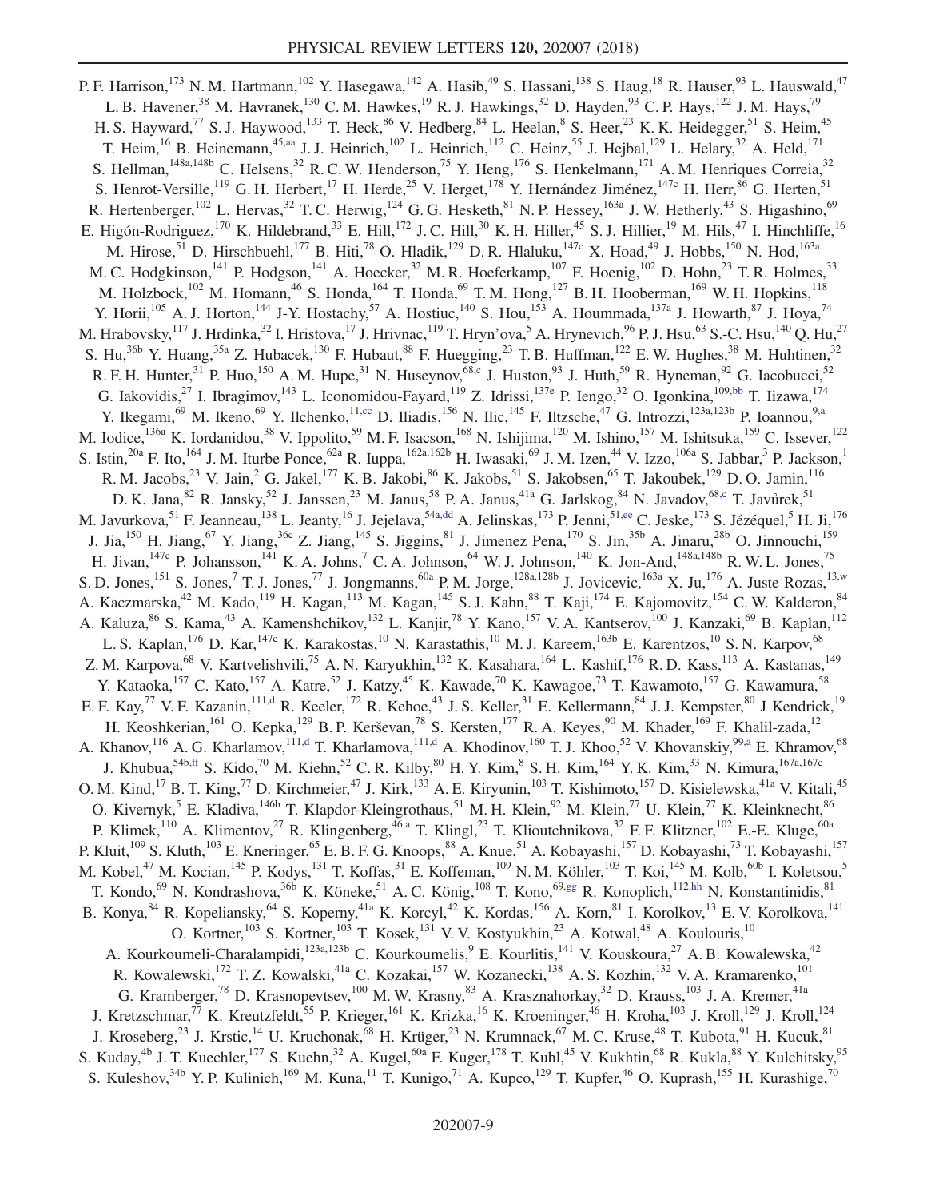P. F. Harrison,[173] N. M. Hartmann,[102] Y. Hasegawa,[142] A. Hasib,[49] S. Hassani,[138] S. Haug,[18] R. Hauser,[93] L. Hauswald,[47] L. B. Havener,[38] M. Havranek,[130] C. M. Hawkes,[19] R. J. Hawkings,[32] D. Hayden,[93] C. P. Hays,[122] J. M. Hays,[79] H. S. Hayward,[77] S. J. Haywood,[133] T. Heck,[86] V. Hedberg,[84] L. Heelan,[8] S. Heer,[23] K. K. Heidegger,[51] S. Heim,[45] T. Heim,[16] B. Heinemann,[45,aa] J. J. Heinrich,[102] L. Heinrich,[112] C. Heinz,[55] J. Hejbal,[129] L. Helary,[32] A. Held,[171] S. Hellman,[148a,148b] C. Helsens,[32] R. C. W. Henderson,[75] Y. Heng,[176] S. Henkelmann,[171] A. M. Henriques Correia,[32] S. Henrot-Versille,[119] G. H. Herbert,[17] H. Herde,[25] V. Herget,[178] Y. Hernández Jiménez,[147c] H. Herr,[86] G. Herten,[51] R. Hertenberger,[102] L. Hervas,[32] T. C. Herwig,[124] G. G. Hesketh,[81] N. P. Hessey,[163a] J. W. Hetherly,[43] S. Higashino,[69] E. Higón-Rodriguez,[170] K. Hildebrand,[33] E. Hill,[172] J. C. Hill,[30] K. H. Hiller,[45] S. J. Hillier,[19] M. Hils,[47] I. Hinchliffe,[16] M. Hirose,[51] D. Hirschbuehl,[177] B. Hiti,[78] O. Hladik,[129] D. R. Hlaluku,[147c] X. Hoad,[49] J. Hobbs,[150] N. Hod,[163a] M. C. Hodgkinson,[141] P. Hodgson,[141] A. Hoecker,[32] M. R. Hoeferkamp,[107] F. Hoenig,[102] D. Hohn,[23] T. R. Holmes,[33] M. Holzbock,[102] M. Homann,[46] S. Honda,[164] T. Honda,[69] T. M. Hong,[127] B. H. Hooberman,[169] W. H. Hopkins,[118] Y. Horii,[105] A. J. Horton,[144] J-Y. Hostachy,[57] A. Hostiuc,[140] S. Hou,[153] A. Hoummada,[137a] J. Howarth,[87] J. Hoya,[74] M. Hrabovsky,[117] J. Hrdinka,[32] I. Hristova,[17] J. Hrivnac,[119] T. Hryn'ova,[5] A. Hrynevich,[96] P. J. Hsu,[63] S.-C. Hsu,[140] Q. Hu,[27] S. Hu,[36b] Y. Huang,[35a] Z. Hubacek,[130] F. Hubaut,[88] F. Huegging,[23] T. B. Huffman,[122] E. W. Hughes,[38] M. Huhtinen,[32] R. F. H. Hunter,[31] P. Huo,[150] A. M. Hupe,[31] N. Huseynov,[68,c] J. Huston,[93] J. Huth,[59] R. Hyneman,[92] G. Iacobucci,[52] G. Iakovidis,[27] I. Ibragimov,[143] L. Iconomidou-Fayard,[119] Z. Idrissi,[137e] P. Iengo,[32] O. Igonkina,[109,bb] T. Iizawa,[174] Y. Ikegami,[69] M. Ikeno,[69] Y. Ilchenko,[11,cc] D. Iliadis,[156] N. Ilic,[145] F. Iltzsche,[47] G. Introzzi,[123a,123b] P. Ioannou,[9,a] M. Iodice,[136a] K. Iordanidou,[38] V. Ippolito,[59] M. F. Isacson,[168] N. Ishijima,[120] M. Ishino,[157] M. Ishitsuka,[159] C. Issever,[122] S. Istin,[20a] F. Ito,[164] J. M. Iturbe Ponce,[62a] R. Iuppa,[162a,162b] H. Iwasaki,[69] J. M. Izen,[44] V. Izzo,[106a] S. Jabbar,[3] P. Jackson,[1] R. M. Jacobs,[23] V. Jain,[2] G. Jakel,[177] K. B. Jakobi,[86] K. Jakobs,[51] S. Jakobsen,[65] T. Jakoubek,[129] D. O. Jamin,[116] D. K. Jana,[82] R. Jansky,[52] J. Janssen,[23] M. Janus,[58] P. A. Janus,[41a] G. Jarlskog,[84] N. Javadov,[68,c] T. Javůrek,[51] M. Javurkova,[51] F. Jeanneau,[138] L. Jeanty,[16] J. Jejelava,[54a,dd] A. Jelinskas,[173] P. Jenni,[51,ee] C. Jeske,[173] S. Jézéquel,[5] H. Ji,[176] J. Jia,[150] H. Jiang,[67] Y. Jiang,[36c] Z. Jiang,[145] S. Jiggins,[81] J. Jimenez Pena,[170] S. Jin,[35b] A. Jinaru,[28b] O. Jinnouchi,[159] H. Jivan,[147c] P. Johansson,[141] K. A. Johns,[7] C. A. Johnson,[64] W. J. Johnson,[140] K. Jon-And,[148a,148b] R. W. L. Jones,[75] S. D. Jones,[151] S. Jones,[7] T. J. Jones,[77] J. Jongmanns,[60a] P. M. Jorge,[128a,128b] J. Jovicevic,[163a] X. Ju,[176] A. Juste Rozas,[13,w] A. Kaczmarska,[42] M. Kado,[119] H. Kagan,[113] M. Kagan,[145] S. J. Kahn,[88] T. Kaji,[174] E. Kajomovitz,[154] C. W. Kalderon,[84] A. Kaluza,[86] S. Kama,[43] A. Kamenshchikov,[132] L. Kanjir,[78] Y. Kano,[157] V. A. Kantserov,[100] J. Kanzaki,[69] B. Kaplan,[112] L. S. Kaplan,[176] D. Kar,[147c] K. Karakostas,[10] N. Karastathis,[10] M. J. Kareem,[163b] E. Karentzos,[10] S. N. Karpov,[68] Z. M. Karpova,[68] V. Kartvelishvili,[75] A. N. Karyukhin,[132] K. Kasahara,[164] L. Kashif,[176] R. D. Kass,[113] A. Kastanas,[149] Y. Kataoka,[157] C. Kato,[157] A. Katre,[52] J. Katzy,[45] K. Kawade,[70] K. Kawagoe,[73] T. Kawamoto,[157] G. Kawamura,[58] E. F. Kay,[77] V. F. Kazanin,[111,d] R. Keeler,[172] R. Kehoe,[43] J. S. Keller,[31] E. Kellermann,[84] J. J. Kempster,[80] J Kendrick,[19] H. Keoshkerian,[161] O. Kepka,[129] B. P. Kerševan,[78] S. Kersten,[177] R. A. Keyes,[90] M. Khader,[169] F. Khalil-zada,[12] A. Khanov,[116] A. G. Kharlamov,[111,d] T. Kharlamova,[111,d] A. Khodinov,[160] T. J. Khoo,[52] V. Khovanskiy,[99,a] E. Khramov,[68] J. Khubua,[54b,ff] S. Kido,[70] M. Kiehn,[52] C. R. Kilby,[80] H. Y. Kim,[8] S. H. Kim,[164] Y. K. Kim,[33] N. Kimura,[167a,167c] O. M. Kind,[17] B. T. King,[77] D. Kirchmeier,[47] J. Kirk,[133] A. E. Kiryunin,[103] T. Kishimoto,[157] D. Kisielewska,[41a] V. Kitali,[45] O. Kivernyk,[5] E. Kladiva,[146b] T. Klapdor-Kleingrothaus,[51] M. H. Klein,[92] M. Klein,[77] U. Klein,[77] K. Kleinknecht,[86] P. Klimek,[110] A. Klimentov,[27] R. Klingenberg,[46,a] T. Klingl,[23] T. Klioutchnikova,[32] F. F. Klitzner,[102] E.-E. Kluge,[60a] P. Kluit,[109] S. Kluth,[103] E. Kneringer,[65] E. B. F. G. Knoops,[88] A. Knue,[51] A. Kobayashi,[157] D. Kobayashi,[73] T. Kobayashi,[157] M. Kobel,[47] M. Kocian,[145] P. Kodys,[131] T. Koffas,[31] E. Koffeman,[109] N. M. Köhler,[103] T. Koi,[145] M. Kolb,[60b] I. Koletsou,[5] T. Kondo,[69] N. Kondrashova,[36b] K. Köneke,[51] A. C. König,[108] T. Kono,[69,gg] R. Konoplich,[112,hh] N. Konstantinidis,[81] B. Konya,[84] R. Kopeliansky,[64] S. Koperny,[41a] K. Korcyl,[42] K. Kordas,[156] A. Korn,[81] I. Korolkov,[13] E. V. Korolkova,[141] O. Kortner,[103] S. Kortner,[103] T. Kosek,[131] V. V. Kostyukhin,[23] A. Kotwal,[48] A. Koulouris,[10] A. Kourkoumeli-Charalampidi,[123a,123b] C. Kourkoumelis,[9] E. Kourlitis,[141] V. Kouskoura,[27] A. B. Kowalewska,[42] R. Kowalewski,[172] T. Z. Kowalski,[41a] C. Kozakai,[157] W. Kozanecki,[138] A. S. Kozhin,[132] V. A. Kramarenko,[101] G. Kramberger,[78] D. Krasnopevtsev,[100] M. W. Krasny,[83] A. Krasznahorkay,[32] D. Krauss,[103] J. A. Kremer,[41a] J. Kretzschmar,[77] K. Kreutzfeldt,[55] P. Krieger,[161] K. Krizka,[16] K. Kroeninger,[46] H. Kroha,[103] J. Kroll,[129] J. Kroll,[124] J. Kroseberg,[23] J. Krstic,[14] U. Kruchonak,[68] H. Krüger,[23] N. Krumnack,[67] M. C. Kruse,[48] T. Kubota,[91] H. Kucuk,[81] S. Kuday,[4b] J. T. Kuechler,[177] S. Kuehn,[32] A. Kugel,[60a] F. Kuger,[178] T. Kuhl,[45] V. Kukhtin,[68] R. Kukla,[88] Y. Kulchitsky,[95] S. Kuleshov,[34b] Y. P. Kulinich,[169] M. Kuna,[11] T. Kunigo,[71] A. Kupco,[129] T. Kupfer,[46] O. Kuprash,[155] H. Kurashige,[70]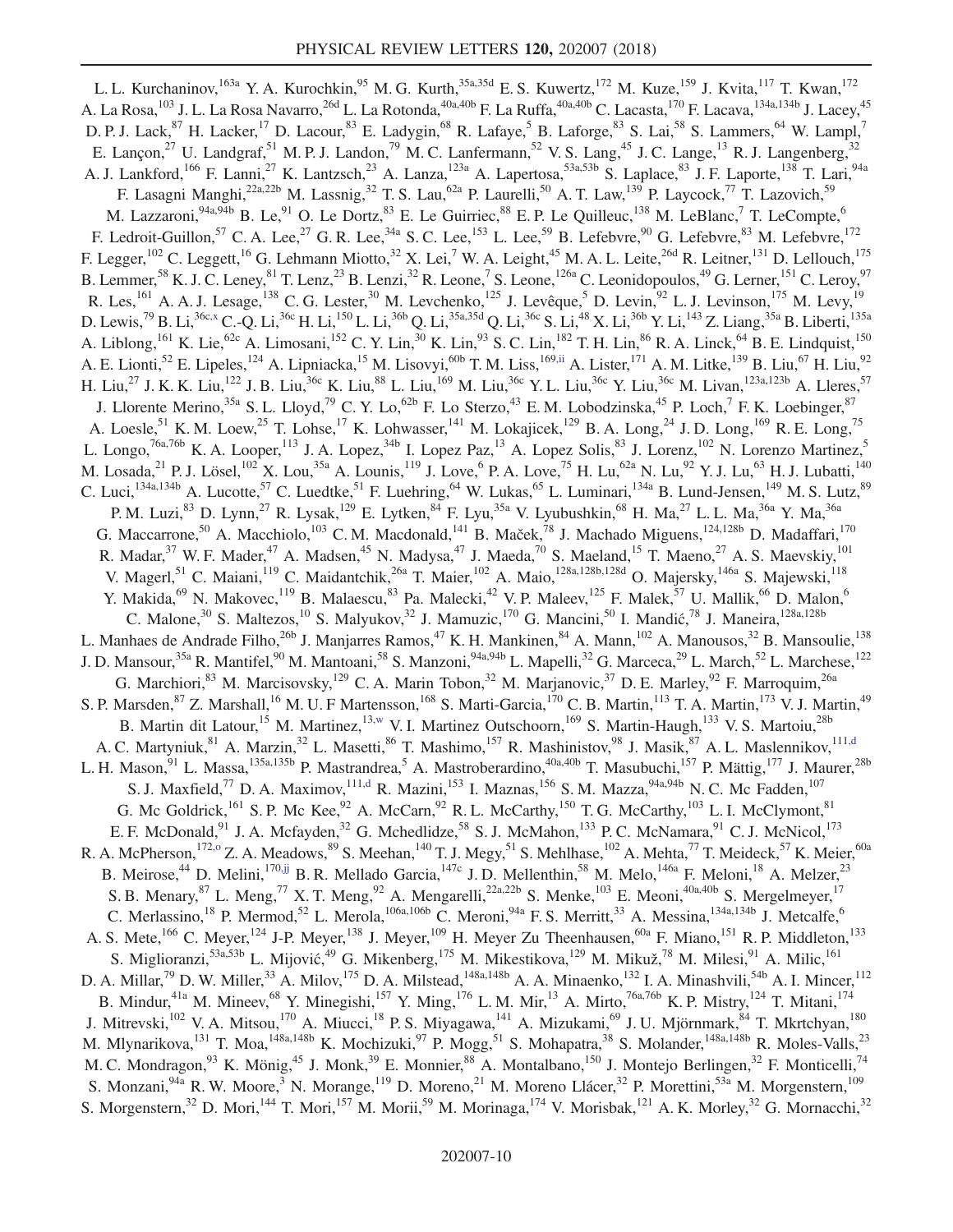L. L. Kurchaninov,[163a] Y. A. Kurochkin,[95] M. G. Kurth,[35a,35d] E. S. Kuwertz,[172] M. Kuze,[159] J. Kvita,[117] T. Kwan,[172] A. La Rosa,[103] J. L. La Rosa Navarro,[26d] L. La Rotonda,[40a,40b] F. La Ruffa,[40a,40b] C. Lacasta,[170] F. Lacava,[134a,134b] J. Lacey,[45] D. P. J. Lack,[87] H. Lacker,[17] D. Lacour,[83] E. Ladygin,[68] R. Lafaye,[5] B. Laforge,[83] S. Lai,[58] S. Lammers,[64] W. Lampl,[7] E. Lançon,[27] U. Landgraf,[51] M. P. J. Landon,[79] M. C. Lanfermann,[52] V. S. Lang,[45] J. C. Lange,[13] R. J. Langenberg,[32] A. J. Lankford,[166] F. Lanni,[27] K. Lantzsch,[23] A. Lanza,[123a] A. Lapertosa,[53a,53b] S. Laplace,[83] J. F. Laporte,[138] T. Lari,[94a] F. Lasagni Manghi,[22a,22b] M. Lassnig,[32] T. S. Lau,[62a] P. Laurelli,[50] A. T. Law,[139] P. Laycock,[77] T. Lazovich,[59] M. Lazzaroni,[94a,94b] B. Le,[91] O. Le Dortz,[83] E. Le Guirriec,[88] E. P. Le Quilleuc,[138] M. LeBlanc,[7] T. LeCompte,[6] F. Ledroit-Guillon,[57] C. A. Lee,[27] G. R. Lee,[34a] S. C. Lee,[153] L. Lee,[59] B. Lefebvre,[90] G. Lefebvre,[83] M. Lefebvre,[172] F. Legger,[102] C. Leggett,[16] G. Lehmann Miotto,[32] X. Lei,[7] W. A. Leight,[45] M. A. L. Leite,[26d] R. Leitner,[131] D. Lellouch,[175] B. Lemmer,[58] K. J. C. Leney,[81] T. Lenz,[23] B. Lenzi,[32] R. Leone,[7] S. Leone,[126a] C. Leonidopoulos,[49] G. Lerner,[151] C. Leroy,[97] R. Les,[161] A. A. J. Lesage,[138] C. G. Lester,[30] M. Levchenko,[125] J. Levêque,[5] D. Levin,[92] L. J. Levinson,[175] M. Levy,[19] D. Lewis,[79] B. Li,[36c,x] C.-Q. Li,[36c] H. Li,[150] L. Li,[36b] Q. Li,[35a,35d] Q. Li,[36c] S. Li,[48] X. Li,[36b] Y. Li,[143] Z. Liang,[35a] B. Liberti,[135a] A. Liblong,[161] K. Lie,[62c] A. Limosani,[152] C. Y. Lin,[30] K. Lin,[93] S. C. Lin,[182] T. H. Lin,[86] R. A. Linck,[64] B. E. Lindquist,[150] A. E. Lionti,[52] E. Lipeles,[124] A. Lipniacka,[15] M. Lisovyi,[60b] T. M. Liss,[169,ii] A. Lister,[171] A. M. Litke,[139] B. Liu,[67] H. Liu,[92] H. Liu,[27] J. K. K. Liu,[122] J. B. Liu,[36c] K. Liu,[88] L. Liu,[169] M. Liu,[36c] Y. L. Liu,[36c] Y. Liu,[36c] M. Livan,[123a,123b] A. Lleres,[57] J. Llorente Merino,[35a] S. L. Lloyd,[79] C. Y. Lo,[62b] F. Lo Sterzo,[43] E. M. Lobodzinska,[45] P. Loch,[7] F. K. Loebinger,[87] A. Loesle,[51] K. M. Loew,[25] T. Lohse,[17] K. Lohwasser,[141] M. Lokajicek,[129] B. A. Long,[24] J. D. Long,[169] R. E. Long,[75] L. Longo,[76a,76b] K. A. Looper,[113] J. A. Lopez,[34b] I. Lopez Paz,[13] A. Lopez Solis,[83] J. Lorenz,[102] N. Lorenzo Martinez,[5] M. Losada,[21] P. J. Lösel,[102] X. Lou,[35a] A. Lounis,[119] J. Love,[6] P. A. Love,[75] H. Lu,[62a] N. Lu,[92] Y. J. Lu,[63] H. J. Lubatti,[140] C. Luci,[134a,134b] A. Lucotte,[57] C. Luedtke,[51] F. Luehring,[64] W. Lukas,[65] L. Luminari,[134a] B. Lund-Jensen,[149] M. S. Lutz,[89] P. M. Luzi,[83] D. Lynn,[27] R. Lysak,[129] E. Lytken,[84] F. Lyu,[35a] V. Lyubushkin,[68] H. Ma,[27] L. L. Ma,[36a] Y. Ma,[36a] G. Maccarrone,[50] A. Macchiolo,[103] C. M. Macdonald,[141] B. Maček,[78] J. Machado Miguens,[124,128b] D. Madaffari,[170] R. Madar,[37] W. F. Mader,[47] A. Madsen,[45] N. Madysa,[47] J. Maeda,[70] S. Maeland,[15] T. Maeno,[27] A. S. Maevskiy,[101] V. Magerl,[51] C. Maiani,[119] C. Maidantchik,[26a] T. Maier,[102] A. Maio,[128a,128b,128d] O. Majersky,[146a] S. Majewski,[118] Y. Makida,[69] N. Makovec,[119] B. Malaescu,[83] Pa. Malecki,[42] V. P. Maleev,[125] F. Malek,[57] U. Mallik,[66] D. Malon,[6] C. Malone,[30] S. Maltezos,[10] S. Malyukov,[32] J. Mamuzic,[170] G. Mancini,[50] I. Mandić,[78] J. Maneira,[128a,128b] L. Manhaes de Andrade Filho,[26b] J. Manjarres Ramos,[47] K. H. Mankinen,[84] A. Mann,[102] A. Manousos,[32] B. Mansoulie,[138] J. D. Mansour,[35a] R. Mantifel,[90] M. Mantoani,[58] S. Manzoni,[94a,94b] L. Mapelli,[32] G. Marceca,[29] L. March,[52] L. Marchese,[122] G. Marchiori,[83] M. Marcisovsky,[129] C. A. Marin Tobon,[32] M. Marjanovic,[37] D. E. Marley,[92] F. Marroquim,[26a] S. P. Marsden,[87] Z. Marshall,[16] M. U. F Martensson,[168] S. Marti-Garcia,[170] C. B. Martin,[113] T. A. Martin,[173] V. J. Martin,[49] B. Martin dit Latour,[15] M. Martinez,[13,w] V. I. Martinez Outschoorn,[169] S. Martin-Haugh,[133] V. S. Martoiu,[28b] A. C. Martyniuk,[81] A. Marzin,[32] L. Masetti,[86] T. Mashimo,[157] R. Mashinistov,[98] J. Masik,[87] A. L. Maslennikov,[111,d] L. H. Mason,[91] L. Massa,[135a,135b] P. Mastrandrea,[5] A. Mastroberardino,[40a,40b] T. Masubuchi,[157] P. Mättig,[177] J. Maurer,[28b] S. J. Maxfield,[77] D. A. Maximov,[111,d] R. Mazini,[153] I. Maznas,[156] S. M. Mazza,[94a,94b] N. C. Mc Fadden,[107] G. Mc Goldrick,[161] S. P. Mc Kee,[92] A. McCarn,[92] R. L. McCarthy,[150] T. G. McCarthy,[103] L. I. McClymont,[81] E. F. McDonald,[91] J. A. Mcfayden,[32] G. Mchedlidze,[58] S. J. McMahon,[133] P. C. McNamara,[91] C. J. McNicol,[173] R. A. McPherson,[172,o] Z. A. Meadows,[89] S. Meehan,[140] T. J. Megy,[51] S. Mehlhase,[102] A. Mehta,[77] T. Meideck,[57] K. Meier,[60a] B. Meirose,[44] D. Melini,[170,jj] B. R. Mellado Garcia,[147c] J. D. Mellenthin,[58] M. Melo,[146a] F. Meloni,[18] A. Melzer,[23] S. B. Menary,[87] L. Meng,[77] X. T. Meng,[92] A. Mengarelli,[22a,22b] S. Menke,[103] E. Meoni,[40a,40b] S. Mergelmeyer,[17] C. Merlassino,[18] P. Mermod,[52] L. Merola,[106a,106b] C. Meroni,[94a] F. S. Merritt,[33] A. Messina,[134a,134b] J. Metcalfe,[6] A. S. Mete,[166] C. Meyer,[124] J-P. Meyer,[138] J. Meyer,[109] H. Meyer Zu Theenhausen,[60a] F. Miano,[151] R. P. Middleton,[133] S. Miglioranzi,[53a,53b] L. Mijović,[49] G. Mikenberg,[175] M. Mikestikova,[129] M. Mikuž,[78] M. Milesi,[91] A. Milic,[161] D. A. Millar,[79] D. W. Miller,[33] A. Milov,[175] D. A. Milstead,[148a,148b] A. A. Minaenko,[132] I. A. Minashvili,[54b] A. I. Mincer,[112] B. Mindur,[41a] M. Mineev,[68] Y. Minegishi,[157] Y. Ming,[176] L. M. Mir,[13] A. Mirto,[76a,76b] K. P. Mistry,[124] T. Mitani,[174] J. Mitrevski,[102] V. A. Mitsou,[170] A. Miucci,[18] P. S. Miyagawa,[141] A. Mizukami,[69] J. U. Mjörnmark,[84] T. Mkrtchyan,[180] M. Mlynarikova,[131] T. Moa,[148a,148b] K. Mochizuki,[97] P. Mogg,[51] S. Mohapatra,[38] S. Molander,[148a,148b] R. Moles-Valls,[23] M. C. Mondragon,[93] K. Mönig,[45] J. Monk,[39] E. Monnier,[88] A. Montalbano,[150] J. Montejo Berlingen,[32] F. Monticelli,[74] S. Monzani,[94a] R. W. Moore,[3] N. Morange,[119] D. Moreno,[21] M. Moreno Llácer,[32] P. Morettini,[53a] M. Morgenstern,[109] S. Morgenstern,[32] D. Mori,[144] T. Mori,[157] M. Morii,[59] M. Morinaga,[174] V. Morisbak,[121] A. K. Morley,[32] G. Mornacchi,[32]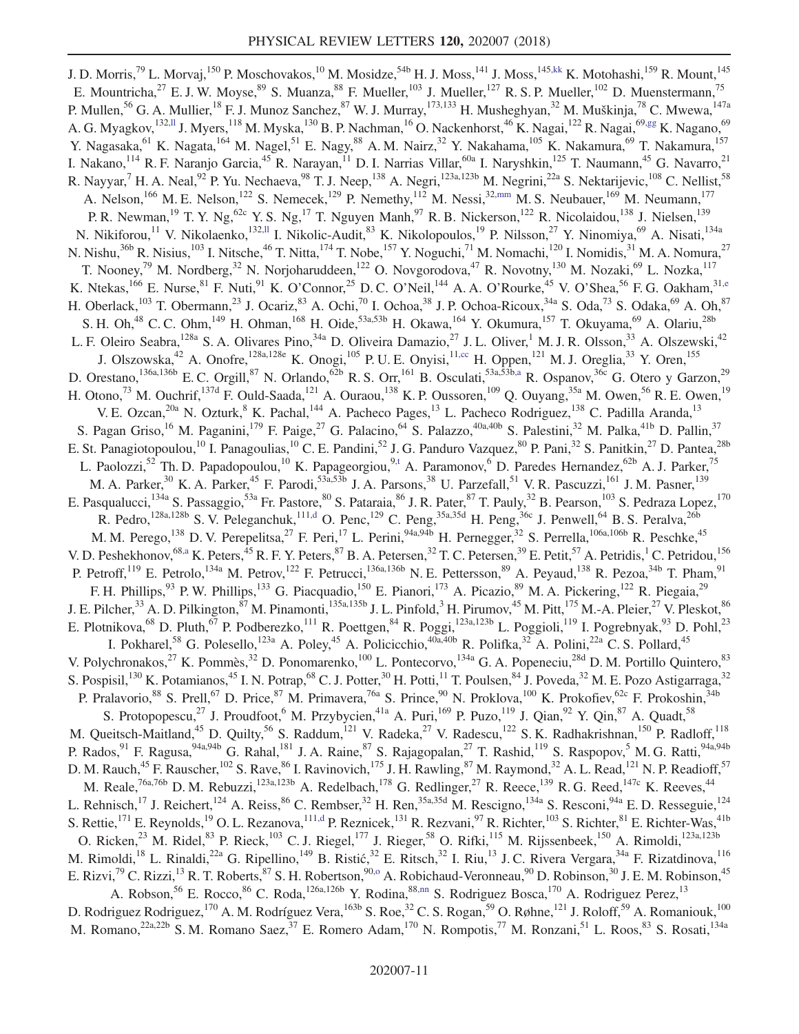J. D. Morris,[79] L. Morvaj,[150] P. Moschovakos,[10] M. Mosidze,[54b] H. J. Moss,[141] J. Moss,[145,kk] K. Motohashi,[159] R. Mount,[145] E. Mountricha,[27] E. J. W. Moyse,[89] S. Muanza,[88] F. Mueller,[103] J. Mueller,[127] R. S. P. Mueller,[102] D. Muenstermann,[75] P. Mullen,[56] G. A. Mullier,[18] F. J. Munoz Sanchez,[87] W. J. Murray,[173,133] H. Musheghyan,[32] M. Muškinja,[78] C. Mwewa,[147a] A. G. Myagkov,[132,ll] J. Myers,[118] M. Myska,[130] B. P. Nachman,[16] O. Nackenhorst,[46] K. Nagai,[122] R. Nagai,[69,gg] K. Nagano,[69] Y. Nagasaka,[61] K. Nagata,[164] M. Nagel,[51] E. Nagy,[88] A. M. Nairz,[32] Y. Nakahama,[105] K. Nakamura,[69] T. Nakamura,[157] I. Nakano,[114] R. F. Naranjo Garcia,[45] R. Narayan,[11] D. I. Narrias Villar,[60a] I. Naryshkin,[125] T. Naumann,[45] G. Navarro,[21] R. Nayyar,[7] H. A. Neal,[92] P. Yu. Nechaeva,[98] T. J. Neep,[138] A. Negri,[123a,123b] M. Negrini,[22a] S. Nektarijevic,[108] C. Nellist,[58] A. Nelson,[166] M. E. Nelson,[122] S. Nemecek,[129] P. Nemethy,[112] M. Nessi,[32,mm] M. S. Neubauer,[169] M. Neumann,[177] P. R. Newman,[19] T. Y. Ng,[62c] Y. S. Ng,[17] T. Nguyen Manh,[97] R. B. Nickerson,[122] R. Nicolaidou,[138] J. Nielsen,[139] N. Nikiforou,[11] V. Nikolaenko,[132,ll] I. Nikolic-Audit,[83] K. Nikolopoulos,[19] P. Nilsson,[27] Y. Ninomiya,[69] A. Nisati,[134a] N. Nishu,[36b] R. Nisius,[103] I. Nitsche,[46] T. Nitta,[174] T. Nobe,[157] Y. Noguchi,[71] M. Nomachi,[120] I. Nomidis,[31] M. A. Nomura,[27] T. Nooney,[79] M. Nordberg,[32] N. Norjoharuddeen,[122] O. Novgorodova,[47] R. Novotny,[130] M. Nozaki,[69] L. Nozka,[117] K. Ntekas,[166] E. Nurse,[81] F. Nuti,[91] K. O'Connor,[25] D. C. O'Neil,[144] A. A. O'Rourke,[45] V. O'Shea,[56] F. G. Oakham,[31,e] H. Oberlack,[103] T. Obermann,[23] J. Ocariz,[83] A. Ochi,[70] I. Ochoa,[38] J. P. Ochoa-Ricoux,[34a] S. Oda,[73] S. Odaka,[69] A. Oh,[87] S. H. Oh,[48] C. C. Ohm,[149] H. Ohman,[168] H. Oide,[53a,53b] H. Okawa,[164] Y. Okumura,[157] T. Okuyama,[69] A. Olariu,[28b] L. F. Oleiro Seabra,[128a] S. A. Olivares Pino,[34a] D. Oliveira Damazio,[27] J. L. Oliver,[1] M. J. R. Olsson,[33] A. Olszewski,[42] J. Olszowska,[42] A. Onofre,[128a,128e] K. Onogi,[105] P. U. E. Onyisi,[11,cc] H. Oppen,[121] M. J. Oreglia,[33] Y. Oren,[155] D. Orestano,[136a,136b] E. C. Orgill,[87] N. Orlando,[62b] R. S. Orr,[161] B. Osculati,[53a,53b,a] R. Ospanov,[36c] G. Otero y Garzon,[29] H. Otono,[73] M. Ouchrif,[137d] F. Ould-Saada,[121] A. Ouraou,[138] K. P. Oussoren,[109] Q. Ouyang,[35a] M. Owen,[56] R. E. Owen,[19] V. E. Ozcan,[20a] N. Ozturk,[8] K. Pachal,[144] A. Pacheco Pages,[13] L. Pacheco Rodriguez,[138] C. Padilla Aranda,[13] S. Pagan Griso,[16] M. Paganini,[179] F. Paige,[27] G. Palacino,[64] S. Palazzo,[40a,40b] S. Palestini,[32] M. Palka,[41b] D. Pallin,[37] E. St. Panagiotopoulou,[10] I. Panagoulias,[10] C. E. Pandini,[52] J. G. Panduro Vazquez,[80] P. Pani,[32] S. Panitkin,[27] D. Pantea,[28b] L. Paolozzi,[52] Th. D. Papadopoulou,[10] K. Papageorgiou,[9,t] A. Paramonov,[6] D. Paredes Hernandez,[62b] A. J. Parker,[75] M. A. Parker,[30] K. A. Parker,[45] F. Parodi,[53a,53b] J. A. Parsons,[38] U. Parzefall,[51] V. R. Pascuzzi,[161] J. M. Pasner,[139] E. Pasqualucci,[134a] S. Passaggio,[53a] Fr. Pastore,[80] S. Pataraia,[86] J. R. Pater,[87] T. Pauly,[32] B. Pearson,[103] S. Pedraza Lopez,[170] R. Pedro,[128a,128b] S. V. Peleganchuk,[111,d] O. Penc,[129] C. Peng,[35a,35d] H. Peng,[36c] J. Penwell,[64] B. S. Peralva,[26b] M. M. Perego,[138] D. V. Perepelitsa,[27] F. Peri,[17] L. Perini,[94a,94b] H. Pernegger,[32] S. Perrella,[106a,106b] R. Peschke,[45] V. D. Peshekhonov,[68,a] K. Peters,[45] R. F. Y. Peters,[87] B. A. Petersen,[32] T. C. Petersen,[39] E. Petit,[57] A. Petridis,[1] C. Petridou,[156] P. Petroff,[119] E. Petrolo,[134a] M. Petrov,[122] F. Petrucci,[136a,136b] N. E. Pettersson,[89] A. Peyaud,[138] R. Pezoa,[34b] T. Pham,[91] F. H. Phillips,[93] P. W. Phillips,[133] G. Piacquadio,[150] E. Pianori,[173] A. Picazio,[89] M. A. Pickering,[122] R. Piegaia,[29] J. E. Pilcher,[33] A. D. Pilkington,[87] M. Pinamonti,[135a,135b] J. L. Pinfold,[3] H. Pirumov,[45] M. Pitt,[175] M.-A. Pleier,[27] V. Pleskot,[86] E. Plotnikova,[68] D. Pluth,[67] P. Podberezko,[111] R. Poettgen,[84] R. Poggi,[123a,123b] L. Poggioli,[119] I. Pogrebnyak,[93] D. Pohl,[23] I. Pokharel,[58] G. Polesello,[123a] A. Poley,[45] A. Policicchio,[40a,40b] R. Polifka,[32] A. Polini,[22a] C. S. Pollard,[45] V. Polychronakos,[27] K. Pommès,[32] D. Ponomarenko,[100] L. Pontecorvo,[134a] G. A. Popeneciu,[28d] D. M. Portillo Quintero,[83] S. Pospisil,[130] K. Potamianos,[45] I. N. Potrap,[68] C. J. Potter,[30] H. Potti,[11] T. Poulsen,[84] J. Poveda,[32] M. E. Pozo Astigarraga,[32] P. Pralavorio,[88] S. Prell,[67] D. Price,[87] M. Primavera,[76a] S. Prince,[90] N. Proklova,[100] K. Prokofiev,[62c] F. Prokoshin,[34b] S. Protopopescu,[27] J. Proudfoot,[6] M. Przybycien,[41a] A. Puri,[169] P. Puzo,[119] J. Qian,[92] Y. Qin,[87] A. Quadt,[58] M. Queitsch-Maitland,[45] D. Quilty,[56] S. Raddum,[121] V. Radeka,[27] V. Radescu,[122] S. K. Radhakrishnan,[150] P. Radloff,[118] P. Rados,[91] F. Ragusa,[94a,94b] G. Rahal,[181] J. A. Raine,[87] S. Rajagopalan,[27] T. Rashid,[119] S. Raspopov,[5] M. G. Ratti,[94a,94b] D. M. Rauch,[45] F. Rauscher,[102] S. Rave,[86] I. Ravinovich,[175] J. H. Rawling,[87] M. Raymond,[32] A. L. Read,[121] N. P. Readioff,[57] M. Reale,[76a,76b] D. M. Rebuzzi,[123a,123b] A. Redelbach,[178] G. Redlinger,[27] R. Reece,[139] R. G. Reed,[147c] K. Reeves,[44] L. Rehnisch,[17] J. Reichert,[124] A. Reiss,[86] C. Rembser,[32] H. Ren,[35a,35d] M. Rescigno,[134a] S. Resconi,[94a] E. D. Resseguie,[124] S. Rettie,[171] E. Reynolds,[19] O. L. Rezanova,[111,d] P. Reznicek,[131] R. Rezvani,[97] R. Richter,[103] S. Richter,[81] E. Richter-Was,[41b] O. Ricken,[23] M. Ridel,[83] P. Rieck,[103] C. J. Riegel,[177] J. Rieger,[58] O. Rifki,[115] M. Rijssenbeek,[150] A. Rimoldi,[123a,123b] M. Rimoldi,[18] L. Rinaldi,[22a] G. Ripellino,[149] B. Ristić,[32] E. Ritsch,[32] I. Riu,[13] J. C. Rivera Vergara,[34a] F. Rizatdinova,[116] E. Rizvi,[79] C. Rizzi,[13] R. T. Roberts,[87] S. H. Robertson,[90,o] A. Robichaud-Veronneau,[90] D. Robinson,[30] J. E. M. Robinson,[45] A. Robson,[56] E. Rocco,[86] C. Roda,[126a,126b] Y. Rodina,[88,nn] S. Rodriguez Bosca,[170] A. Rodriguez Perez,[13] D. Rodriguez Rodriguez,[170] A. M. Rodríguez Vera,[163b] S. Roe,[32] C. S. Rogan,[59] O. Røhne,[121] J. Roloff,[59] A. Romaniouk,[100] M. Romano,[22a,22b] S. M. Romano Saez,[37] E. Romero Adam,[170] N. Rompotis,[77] M. Ronzani,[51] L. Roos,[83] S. Rosati,[134a]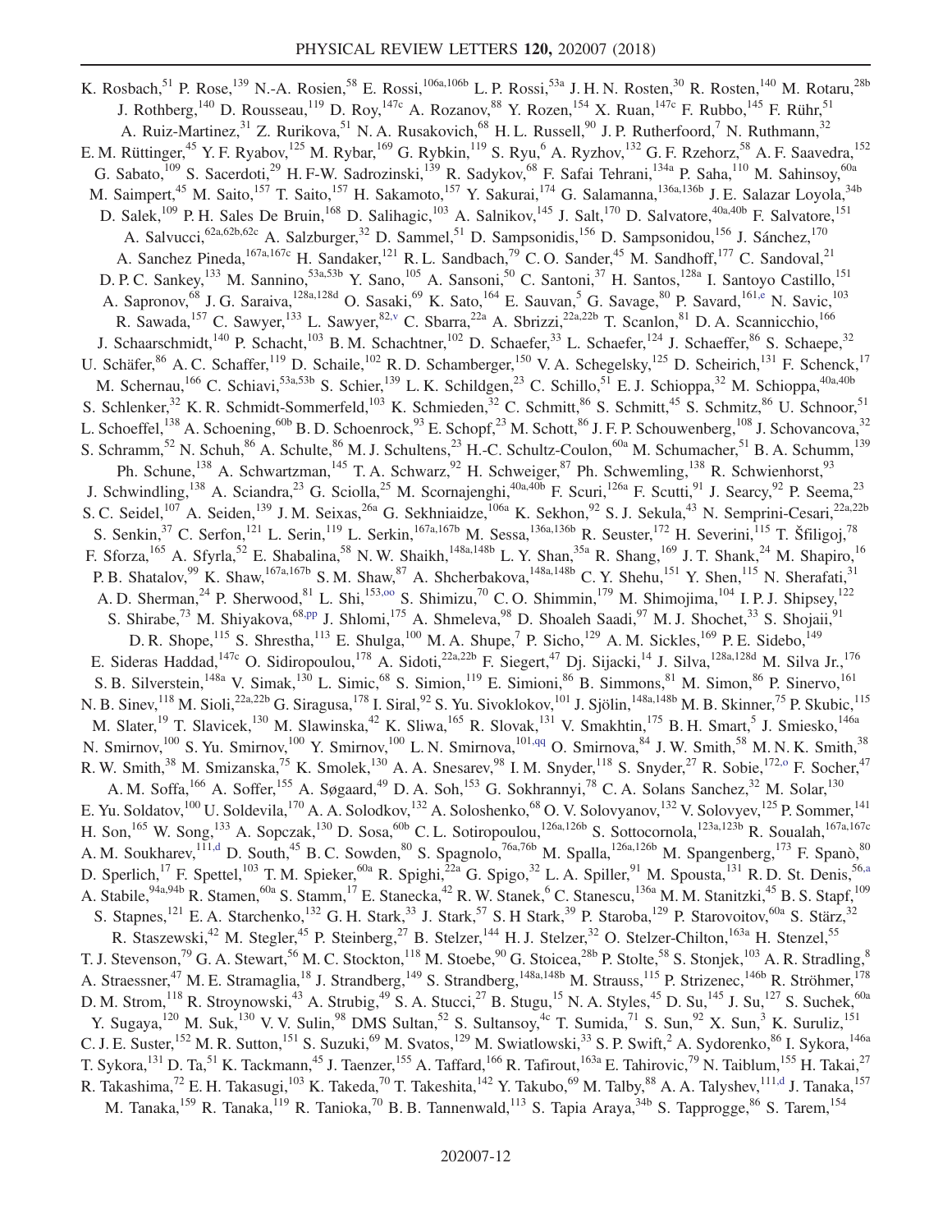K. Rosbach,[51] P. Rose,[139] N.-A. Rosien,[58] E. Rossi,[106a,106b] L. P. Rossi,[53a] J. H. N. Rosten,[30] R. Rosten,[140] M. Rotaru,[28b] J. Rothberg,[140] D. Rousseau,[119] D. Roy,[147c] A. Rozanov,[88] Y. Rozen,[154] X. Ruan,[147c] F. Rubbo,[145] F. Rühr,[51] A. Ruiz-Martinez,[31] Z. Rurikova,[51] N. A. Rusakovich,[68] H. L. Russell,[90] J. P. Rutherfoord,[7] N. Ruthmann,[32] E. M. Rüttinger,[45] Y. F. Ryabov,[125] M. Rybar,[169] G. Rybkin,[119] S. Ryu,[6] A. Ryzhov,[132] G. F. Rzehorz,[58] A. F. Saavedra,[152] G. Sabato,[109] S. Sacerdoti,[29] H. F-W. Sadrozinski,[139] R. Sadykov,[68] F. Safai Tehrani,[134a] P. Saha,[110] M. Sahinsoy,[60a] M. Saimpert,[45] M. Saito,[157] T. Saito,[157] H. Sakamoto,[157] Y. Sakurai,[174] G. Salamanna,[136a,136b] J. E. Salazar Loyola,[34b] D. Salek,[109] P. H. Sales De Bruin,[168] D. Salihagic,[103] A. Salnikov,[145] J. Salt,[170] D. Salvatore,[40a,40b] F. Salvatore,[151] A. Salvucci,[62a,62b,62c] A. Salzburger,[32] D. Sammel,[51] D. Sampsonidis,[156] D. Sampsonidou,[156] J. Sánchez,[170] A. Sanchez Pineda,[167a,167c] H. Sandaker,[121] R. L. Sandbach,[79] C. O. Sander,[45] M. Sandhoff,[177] C. Sandoval,[21] D. P. C. Sankey,[133] M. Sannino,[53a,53b] Y. Sano,[105] A. Sansoni,[50] C. Santoni,[37] H. Santos,[128a] I. Santoyo Castillo,[151] A. Sapronov,[68] J. G. Saraiva,[128a,128d] O. Sasaki,[69] K. Sato,[164] E. Sauvan,[5] G. Savage,[80] P. Savard,[161,e] N. Savic,[103] R. Sawada,[157] C. Sawyer,[133] L. Sawyer,[82,v] C. Sbarra,[22a] A. Sbrizzi,[22a,22b] T. Scanlon,[81] D. A. Scannicchio,[166] J. Schaarschmidt,[140] P. Schacht,[103] B. M. Schachtner,[102] D. Schaefer,[33] L. Schaefer,[124] J. Schaeffer,[86] S. Schaepe,[32] U. Schäfer,[86] A. C. Schaffer,[119] D. Schaile,[102] R. D. Schamberger,[150] V. A. Schegelsky,[125] D. Scheirich,[131] F. Schenck,[17] M. Schernau,[166] C. Schiavi,[53a,53b] S. Schier,[139] L. K. Schildgen,[23] C. Schillo,[51] E. J. Schioppa,[32] M. Schioppa,[40a,40b] S. Schlenker,[32] K. R. Schmidt-Sommerfeld,[103] K. Schmieden,[32] C. Schmitt,[86] S. Schmitt,[45] S. Schmitz,[86] U. Schnoor,[51] L. Schoeffel,[138] A. Schoening,[60b] B. D. Schoenrock,[93] E. Schopf,[23] M. Schott,[86] J. F. P. Schouwenberg,[108] J. Schovancova,[32] S. Schramm,[52] N. Schuh,[86] A. Schulte,[86] M. J. Schultens,[23] H.-C. Schultz-Coulon,[60a] M. Schumacher,[51] B. A. Schumm,[139] Ph. Schune,[138] A. Schwartzman,[145] T. A. Schwarz,[92] H. Schweiger,[87] Ph. Schwemling,[138] R. Schwienhorst,[93] J. Schwindling,[138] A. Sciandra,[23] G. Sciolla,[25] M. Scornajenghi,[40a,40b] F. Scuri,[126a] F. Scutti,[91] J. Searcy,[92] P. Seema,[23] S. C. Seidel,[107] A. Seiden,[139] J. M. Seixas,[26a] G. Sekhniaidze,[106a] K. Sekhon,[92] S. J. Sekula,[43] N. Semprini-Cesari,[22a,22b] S. Senkin,[37] C. Serfon,[121] L. Serin,[119] L. Serkin,[167a,167b] M. Sessa,[136a,136b] R. Seuster,[172] H. Severini,[115] T. Šfiligoj,[78] F. Sforza,[165] A. Sfyrla,[52] E. Shabalina,[58] N. W. Shaikh,[148a,148b] L. Y. Shan,[35a] R. Shang,[169] J. T. Shank,[24] M. Shapiro,[16] P. B. Shatalov,[99] K. Shaw,[167a,167b] S. M. Shaw,[87] A. Shcherbakova,[148a,148b] C. Y. Shehu,[151] Y. Shen,[115] N. Sherafati,[31] A. D. Sherman,[24] P. Sherwood,[81] L. Shi,[153,oo] S. Shimizu,[70] C. O. Shimmin,[179] M. Shimojima,[104] I. P. J. Shipsey,[122] S. Shirabe,[73] M. Shiyakova,[68,pp] J. Shlomi,[175] A. Shmeleva,[98] D. Shoaleh Saadi,[97] M. J. Shochet,[33] S. Shojaii,[91] D. R. Shope,[115] S. Shrestha,[113] E. Shulga,[100] M. A. Shupe,[7] P. Sicho,[129] A. M. Sickles,[169] P. E. Sidebo,[149] E. Sideras Haddad,[147c] O. Sidiropoulou,[178] A. Sidoti,[22a,22b] F. Siegert,[47] Dj. Sijacki,[14] J. Silva,[128a,128d] M. Silva Jr.,[176] S. B. Silverstein,[148a] V. Simak,[130] L. Simic,[68] S. Simion,[119] E. Simioni,[86] B. Simmons,[81] M. Simon,[86] P. Sinervo,[161] N. B. Sinev,[118] M. Sioli,[22a,22b] G. Siragusa,[178] I. Siral,[92] S. Yu. Sivoklokov,[101] J. Sjölin,[148a,148b] M. B. Skinner,[75] P. Skubic,[115] M. Slater,[19] T. Slavicek,[130] M. Slawinska,[42] K. Sliwa,[165] R. Slovak,[131] V. Smakhtin,[175] B. H. Smart,[5] J. Smiesko,[146a] N. Smirnov,[100] S. Yu. Smirnov,[100] Y. Smirnov,[100] L. N. Smirnova,[101,qq] O. Smirnova,[84] J. W. Smith,[58] M. N. K. Smith,[38] R. W. Smith,[38] M. Smizanska,[75] K. Smolek,[130] A. A. Snesarev,[98] I. M. Snyder,[118] S. Snyder,[27] R. Sobie,[172,o] F. Socher,[47] A. M. Soffa,[166] A. Soffer,[155] A. Søgaard,[49] D. A. Soh,[153] G. Sokhrannyi,[78] C. A. Solans Sanchez,[32] M. Solar,[130] E. Yu. Soldatov,[100] U. Soldevila,[170] A. A. Solodkov,[132] A. Soloshenko,[68] O. V. Solovyanov,[132] V. Solovyev,[125] P. Sommer,[141] H. Son,[165] W. Song,[133] A. Sopczak,[130] D. Sosa,[60b] C. L. Sotiropoulou,[126a,126b] S. Sottocornola,[123a,123b] R. Soualah,[167a,167c] A. M. Soukharev,[111,d] D. South,[45] B. C. Sowden,[80] S. Spagnolo,[76a,76b] M. Spalla,[126a,126b] M. Spangenberg,[173] F. Spanò,[80] D. Sperlich,[17] F. Spettel,[103] T. M. Spieker,[60a] R. Spighi,[22a] G. Spigo,[32] L. A. Spiller,[91] M. Spousta,[131] R. D. St. Denis,[56,a] A. Stabile,[94a,94b] R. Stamen,[60a] S. Stamm,[17] E. Stanecka,[42] R. W. Stanek,[6] C. Stanescu,[136a] M. M. Stanitzki,[45] B. S. Stapf,[109] S. Stapnes,[121] E. A. Starchenko,[132] G. H. Stark,[33] J. Stark,[57] S. H Stark,[39] P. Staroba,[129] P. Starovoitov,[60a] S. Stärz,[32] R. Staszewski,[42] M. Stegler,[45] P. Steinberg,[27] B. Stelzer,[144] H. J. Stelzer,[32] O. Stelzer-Chilton,[163a] H. Stenzel,[55] T. J. Stevenson,[79] G. A. Stewart,[56] M. C. Stockton,[118] M. Stoebe,[90] G. Stoicea,[28b] P. Stolte,[58] S. Stonjek,[103] A. R. Stradling,[8] A. Straessner,[47] M. E. Stramaglia,[18] J. Strandberg,[149] S. Strandberg,[148a,148b] M. Strauss,[115] P. Strizenec,[146b] R. Ströhmer,[178] D. M. Strom,[118] R. Stroynowski,[43] A. Strubig,[49] S. A. Stucci,[27] B. Stugu,[15] N. A. Styles,[45] D. Su,[145] J. Su,[127] S. Suchek,[60a] Y. Sugaya,[120] M. Suk,[130] V. V. Sulin,[98] DMS Sultan,[52] S. Sultansoy,[4c] T. Sumida,[71] S. Sun,[92] X. Sun,[3] K. Suruliz,[151] C. J. E. Suster,[152] M. R. Sutton,[151] S. Suzuki,[69] M. Svatos,[129] M. Swiatlowski,[33] S. P. Swift,[2] A. Sydorenko,[86] I. Sykora,[146a] T. Sykora,[131] D. Ta,[51] K. Tackmann,[45] J. Taenzer,[155] A. Taffard,[166] R. Tafirout,[163a] E. Tahirovic,[79] N. Taiblum,[155] H. Takai,[27] R. Takashima,[72] E. H. Takasugi,[103] K. Takeda,[70] T. Takeshita,[142] Y. Takubo,[69] M. Talby,[88] A. A. Talyshev,[111,d] J. Tanaka,[157] M. Tanaka,[159] R. Tanaka,[119] R. Tanioka,[70] B. B. Tannenwald,[113] S. Tapia Araya,[34b] S. Tapprogge,[86] S. Tarem,[154]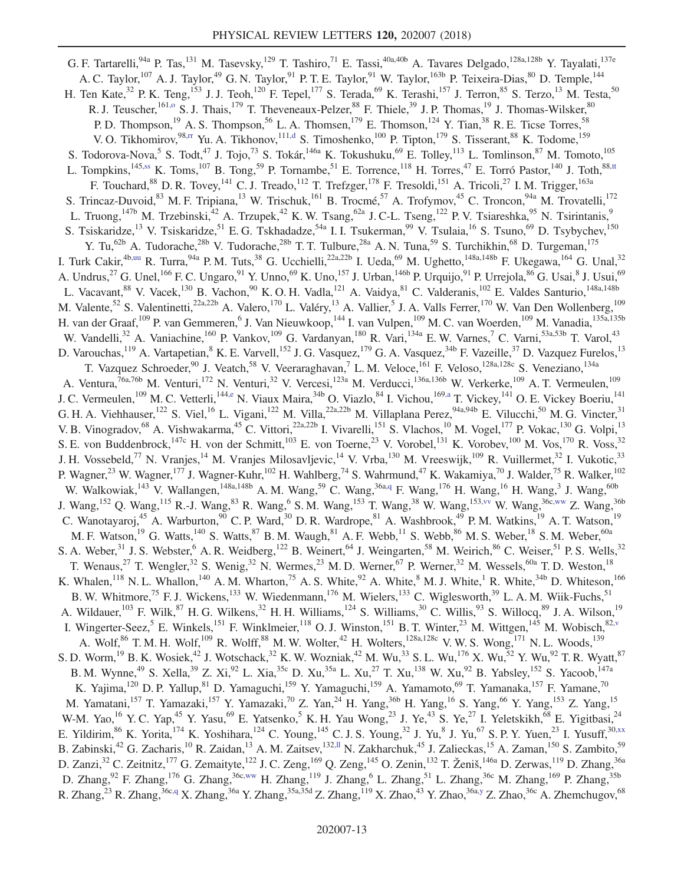G. F. Tartarelli,[94a] P. Tas,[131] M. Tasevsky,[129] T. Tashiro,[71] E. Tassi,[40a,40b] A. Tavares Delgado,[128a,128b] Y. Tayalati,[137e] A. C. Taylor,[107] A. J. Taylor,[49] G. N. Taylor,[91] P. T. E. Taylor,[91] W. Taylor,[163b] P. Teixeira-Dias,[80] D. Temple,[144] H. Ten Kate,[32] P. K. Teng,[153] J. J. Teoh,[120] F. Tepel,[177] S. Terada,[69] K. Terashi,[157] J. Terron,[85] S. Terzo,[13] M. Testa,[50] R. J. Teuscher,[161,o] S. J. Thais,[179] T. Theveneaux-Pelzer,[88] F. Thiele,[39] J. P. Thomas,[19] J. Thomas-Wilsker,[80] P. D. Thompson,[19] A. S. Thompson,[56] L. A. Thomsen,[179] E. Thomson,[124] Y. Tian,[38] R. E. Ticse Torres,[58] V. O. Tikhomirov,[98,rr] Yu. A. Tikhonov,[111,d] S. Timoshenko,[100] P. Tipton,[179] S. Tisserant,[88] K. Todome,[159] S. Todorova-Nova,[5] S. Todt,[47] J. Tojo,[73] S. Tokár,[146a] K. Tokushuku,[69] E. Tolley,[113] L. Tomlinson,[87] M. Tomoto,[105] L. Tompkins,[145,ss] K. Toms,[107] B. Tong,[59] P. Tornambe,[51] E. Torrence,[118] H. Torres,[47] E. Torró Pastor,[140] J. Toth,[88,tt] F. Touchard,[88] D. R. Tovey,[141] C. J. Treado,[112] T. Trefzger,[178] F. Tresoldi,[151] A. Tricoli,[27] I. M. Trigger,[163a] S. Trincaz-Duvoid,[83] M. F. Tripiana,[13] W. Trischuk,[161] B. Trocmé,[57] A. Trofymov,[45] C. Troncon,[94a] M. Trovatelli,[172] L. Truong,[147b] M. Trzebinski,[42] A. Trzupek,[42] K. W. Tsang,[62a] J. C-L. Tseng,[122] P. V. Tsiareshka,[95] N. Tsirintanis,[9] S. Tsiskaridze,[13] V. Tsiskaridze,[51] E. G. Tskhadadze,[54a] I. I. Tsukerman,[99] V. Tsulaia,[16] S. Tsuno,[69] D. Tsybychev,[150] Y. Tu,[62b] A. Tudorache,[28b] V. Tudorache,[28b] T. T. Tulbure,[28a] A. N. Tuna,[59] S. Turchikhin,[68] D. Turgeman,[175] I. Turk Cakir,[4b,uu] R. Turra,[94a] P. M. Tuts,[38] G. Ucchielli,[22a,22b] I. Ueda,[69] M. Ughetto,[148a,148b] F. Ukegawa,[164] G. Unal,[32] A. Undrus,[27] G. Unel,[166] F. C. Ungaro,[91] Y. Unno,[69] K. Uno,[157] J. Urban,[146b] P. Urquijo,[91] P. Urrejola,[86] G. Usai,[8] J. Usui,[69] L. Vacavant,[88] V. Vacek,[130] B. Vachon,[90] K. O. H. Vadla,[121] A. Vaidya,[81] C. Valderanis,[102] E. Valdes Santurio,[148a,148b] M. Valente,[52] S. Valentinetti,[22a,22b] A. Valero,[170] L. Valéry,[13] A. Vallier,[5] J. A. Valls Ferrer,[170] W. Van Den Wollenberg,[109] H. van der Graaf,[109] P. van Gemmeren,[6] J. Van Nieuwkoop,[144] I. van Vulpen,[109] M. C. van Woerden,[109] M. Vanadia,[135a,135b] W. Vandelli,[32] A. Vaniachine,[160] P. Vankov,[109] G. Vardanyan,[180] R. Vari,[134a] E. W. Varnes,[7] C. Varni,[53a,53b] T. Varol,[43] D. Varouchas,[119] A. Vartapetian,[8] K. E. Varvell,[152] J. G. Vasquez,[179] G. A. Vasquez,[34b] F. Vazeille,[37] D. Vazquez Furelos,[13] T. Vazquez Schroeder,[90] J. Veatch,[58] V. Veeraraghavan,[7] L. M. Veloce,[161] F. Veloso,[128a,128c] S. Veneziano,[134a] A. Ventura,[76a,76b] M. Venturi,[172] N. Venturi,[32] V. Vercesi,[123a] M. Verducci,[136a,136b] W. Verkerke,[109] A. T. Vermeulen,[109] J. C. Vermeulen,[109] M. C. Vetterli,[144,e] N. Viaux Maira,[34b] O. Viazlo,[84] I. Vichou,[169,a] T. Vickey,[141] O. E. Vickey Boeriu,[141] G. H. A. Viehhauser,[122] S. Viel,[16] L. Vigani,[122] M. Villa,[22a,22b] M. Villaplana Perez,[94a,94b] E. Vilucchi,[50] M. G. Vincter,[31] V. B. Vinogradov,[68] A. Vishwakarma,[45] C. Vittori,[22a,22b] I. Vivarelli,[151] S. Vlachos,[10] M. Vogel,[177] P. Vokac,[130] G. Volpi,[13] S. E. von Buddenbrock,[147c] H. von der Schmitt,[103] E. von Toerne,[23] V. Vorobel,[131] K. Vorobev,[100] M. Vos,[170] R. Voss,[32] J. H. Vossebeld,[77] N. Vranjes,[14] M. Vranjes Milosavljevic,[14] V. Vrba,[130] M. Vreeswijk,[109] R. Vuillermet,[32] I. Vukotic,[33] P. Wagner,[23] W. Wagner,[177] J. Wagner-Kuhr,[102] H. Wahlberg,[74] S. Wahrmund,[47] K. Wakamiya,[70] J. Walder,[75] R. Walker,[102] W. Walkowiak,[143] V. Wallangen,[148a,148b] A. M. Wang,[59] C. Wang,[36a,q] F. Wang,[176] H. Wang,[16] H. Wang,[3] J. Wang,[60b] J. Wang,[152] Q. Wang,[115] R.-J. Wang,[83] R. Wang,[6] S. M. Wang,[153] T. Wang,[38] W. Wang,[153,vv] W. Wang,[36c,ww] Z. Wang,[36b] C. Wanotayaroj,[45] A. Warburton,[90] C. P. Ward,[30] D. R. Wardrope,[81] A. Washbrook,[49] P. M. Watkins,[19] A. T. Watson,[19] M. F. Watson,[19] G. Watts,[140] S. Watts,[87] B. M. Waugh,[81] A. F. Webb,[11] S. Webb,[86] M. S. Weber,[18] S. M. Weber,[60a] S. A. Weber,[31] J. S. Webster,[6] A. R. Weidberg,[122] B. Weinert,[64] J. Weingarten,[58] M. Weirich,[86] C. Weiser,[51] P. S. Wells,[32] T. Wenaus,[27] T. Wengler,[32] S. Wenig,[32] N. Wermes,[23] M. D. Werner,[67] P. Werner,[32] M. Wessels,[60a] T. D. Weston,[18] K. Whalen,[118] N. L. Whallon,[140] A. M. Wharton,[75] A. S. White,[92] A. White,[8] M. J. White,[1] R. White,[34b] D. Whiteson,[166] B. W. Whitmore,[75] F. J. Wickens,[133] W. Wiedenmann,[176] M. Wielers,[133] C. Wiglesworth,[39] L. A. M. Wiik-Fuchs,[51] A. Wildauer,[103] F. Wilk,[87] H. G. Wilkens,[32] H. H. Williams,[124] S. Williams,[30] C. Willis,[93] S. Willocq,[89] J. A. Wilson,[19] I. Wingerter-Seez,[5] E. Winkels,[151] F. Winklmeier,[118] O. J. Winston,[151] B. T. Winter,[23] M. Wittgen,[145] M. Wobisch,[82,v] A. Wolf,[86] T. M. H. Wolf,[109] R. Wolff,[88] M. W. Wolter,[42] H. Wolters,[128a,128c] V. W. S. Wong,[171] N. L. Woods,[139] S. D. Worm,[19] B. K. Wosiek,[42] J. Wotschack,[32] K. W. Wozniak,[42] M. Wu,[33] S. L. Wu,[176] X. Wu,[52] Y. Wu,[92] T. R. Wyatt,[87] B. M. Wynne,[49] S. Xella,[39] Z. Xi,[92] L. Xia,[35c] D. Xu,[35a] L. Xu,[27] T. Xu,[138] W. Xu,[92] B. Yabsley,[152] S. Yacoob,[147a] K. Yajima,[120] D. P. Yallup,[81] D. Yamaguchi,[159] Y. Yamaguchi,[159] A. Yamamoto,[69] T. Yamanaka,[157] F. Yamane,[70] M. Yamatani,[157] T. Yamazaki,[157] Y. Yamazaki,[70] Z. Yan,[24] H. Yang,[36b] H. Yang,[16] S. Yang,[66] Y. Yang,[153] Z. Yang,[15] W-M. Yao,[16] Y. C. Yap,[45] Y. Yasu,[69] E. Yatsenko,[5] K. H. Yau Wong,[23] J. Ye,[43] S. Ye,[27] I. Yeletskikh,[68] E. Yigitbasi,[24] E. Yildirim,[86] K. Yorita,[174] K. Yoshihara,[124] C. Young,[145] C. J. S. Young,[32] J. Yu,[8] J. Yu,[67] S. P. Y. Yuen,[23] I. Yusuff,[30,xx] B. Zabinski,[42] G. Zacharis,[10] R. Zaidan,[13] A. M. Zaitsev,[132,ll] N. Zakharchuk,[45] J. Zalieckas,[15] A. Zaman,[150] S. Zambito,[59] D. Zanzi,[32] C. Zeitnitz,[177] G. Zemaityte,[122] J. C. Zeng,[169] Q. Zeng,[145] O. Zenin,[132] T. Ženiš,[146a] D. Zerwas,[119] D. Zhang,[36a] D. Zhang,[92] F. Zhang,[176] G. Zhang,[36c,ww] H. Zhang,[119] J. Zhang,[6] L. Zhang,[51] L. Zhang,[36c] M. Zhang,[169] P. Zhang,[35b] R. Zhang,[23] R. Zhang,[36c,q] X. Zhang,[36a] Y. Zhang,[35a,35d] Z. Zhang,[119] X. Zhao,[43] Y. Zhao,[36a,y] Z. Zhao,[36c] A. Zhemchugov,[68]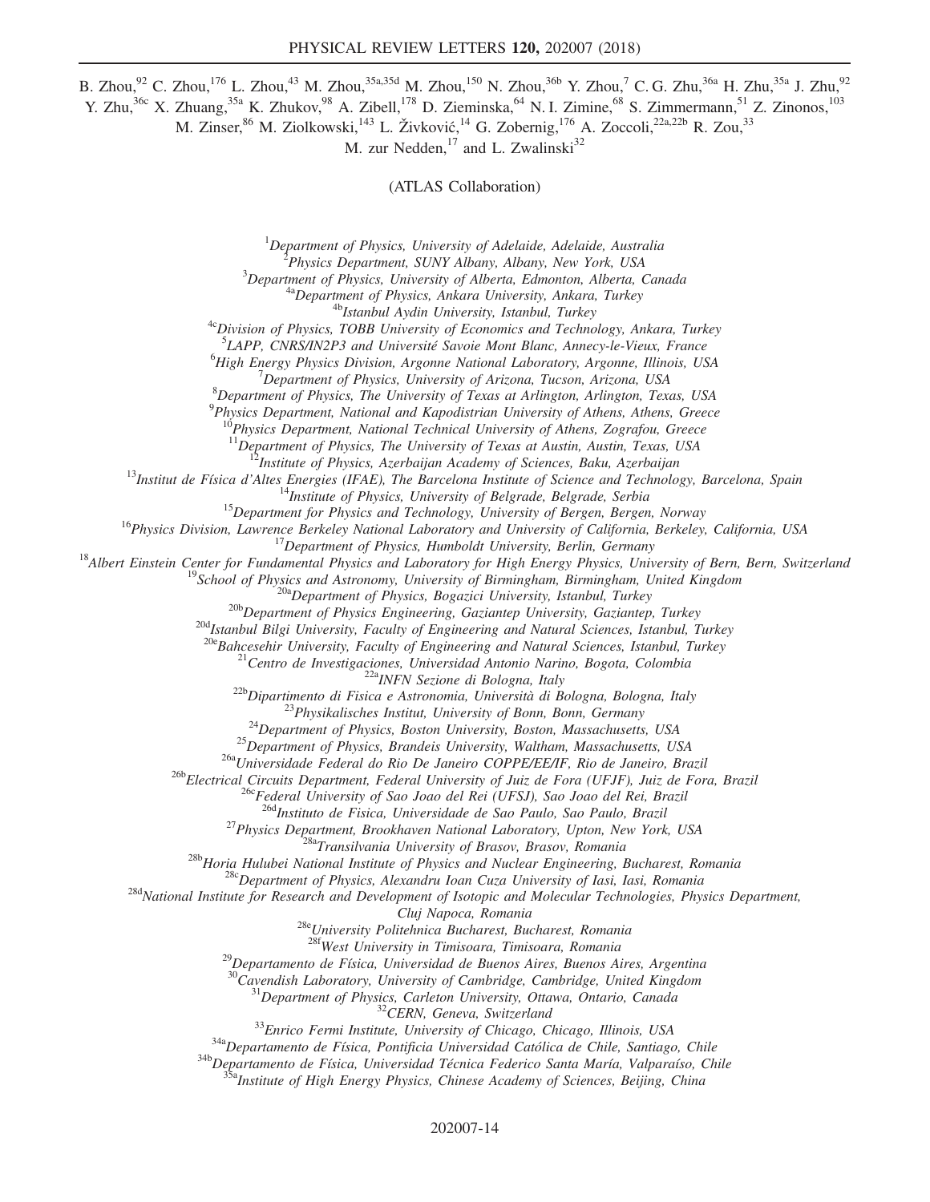B. Zhou,[92] C. Zhou,[176] L. Zhou,[43] M. Zhou,[35a,35d] M. Zhou,[150] N. Zhou,[36b] Y. Zhou,[7] C. G. Zhu,[36a] H. Zhu,[35a] J. Zhu,[92] Y. Zhu,[36c] X. Zhuang,[35a] K. Zhukov,[98] A. Zibell,[178] D. Zieminska,[64] N. I. Zimine,[68] S. Zimmermann,[51] Z. Zinonos,[103] M. Zinser,[86] M. Ziolkowski,[143] L. Živković,[14] G. Zobernig,[176] A. Zoccoli,[22a,22b] R. Zou,[33] M. zur Nedden,[17] and L. Zwalinski[32]

(ATLAS Collaboration)

[1]*Department of Physics, University of Adelaide, Adelaide, Australia*
[2]*Physics Department, SUNY Albany, Albany, New York, USA*
[3]*Department of Physics, University of Alberta, Edmonton, Alberta, Canada*
[4a]*Department of Physics, Ankara University, Ankara, Turkey*
[4b]*Istanbul Aydin University, Istanbul, Turkey*
[4c]*Division of Physics, TOBB University of Economics and Technology, Ankara, Turkey*
[5]*LAPP, CNRS/IN2P3 and Université Savoie Mont Blanc, Annecy-le-Vieux, France*
[6]*High Energy Physics Division, Argonne National Laboratory, Argonne, Illinois, USA*
[7]*Department of Physics, University of Arizona, Tucson, Arizona, USA*
[8]*Department of Physics, The University of Texas at Arlington, Arlington, Texas, USA*
[9]*Physics Department, National and Kapodistrian University of Athens, Athens, Greece*
[10]*Physics Department, National Technical University of Athens, Zografou, Greece*
[11]*Department of Physics, The University of Texas at Austin, Austin, Texas, USA*
[12]*Institute of Physics, Azerbaijan Academy of Sciences, Baku, Azerbaijan*
[13]*Institut de Física d'Altes Energies (IFAE), The Barcelona Institute of Science and Technology, Barcelona, Spain*
[14]*Institute of Physics, University of Belgrade, Belgrade, Serbia*
[15]*Department for Physics and Technology, University of Bergen, Bergen, Norway*
[16]*Physics Division, Lawrence Berkeley National Laboratory and University of California, Berkeley, California, USA*
[17]*Department of Physics, Humboldt University, Berlin, Germany*
[18]*Albert Einstein Center for Fundamental Physics and Laboratory for High Energy Physics, University of Bern, Bern, Switzerland*
[19]*School of Physics and Astronomy, University of Birmingham, Birmingham, United Kingdom*
[20a]*Department of Physics, Bogazici University, Istanbul, Turkey*
[20b]*Department of Physics Engineering, Gaziantep University, Gaziantep, Turkey*
[20d]*Istanbul Bilgi University, Faculty of Engineering and Natural Sciences, Istanbul, Turkey*
[20e]*Bahcesehir University, Faculty of Engineering and Natural Sciences, Istanbul, Turkey*
[21]*Centro de Investigaciones, Universidad Antonio Narino, Bogota, Colombia*
[22a]*INFN Sezione di Bologna, Italy*
[22b]*Dipartimento di Fisica e Astronomia, Università di Bologna, Bologna, Italy*
[23]*Physikalisches Institut, University of Bonn, Bonn, Germany*
[24]*Department of Physics, Boston University, Boston, Massachusetts, USA*
[25]*Department of Physics, Brandeis University, Waltham, Massachusetts, USA*
[26a]*Universidade Federal do Rio De Janeiro COPPE/EE/IF, Rio de Janeiro, Brazil*
[26b]*Electrical Circuits Department, Federal University of Juiz de Fora (UFJF), Juiz de Fora, Brazil*
[26c]*Federal University of Sao Joao del Rei (UFSJ), Sao Joao del Rei, Brazil*
[26d]*Instituto de Fisica, Universidade de Sao Paulo, Sao Paulo, Brazil*
[27]*Physics Department, Brookhaven National Laboratory, Upton, New York, USA*
[28a]*Transilvania University of Brasov, Brasov, Romania*
[28b]*Horia Hulubei National Institute of Physics and Nuclear Engineering, Bucharest, Romania*
[28c]*Department of Physics, Alexandru Ioan Cuza University of Iasi, Iasi, Romania*
[28d]*National Institute for Research and Development of Isotopic and Molecular Technologies, Physics Department, Cluj Napoca, Romania*
[28e]*University Politehnica Bucharest, Bucharest, Romania*
[28f]*West University in Timisoara, Timisoara, Romania*
[29]*Departamento de Física, Universidad de Buenos Aires, Buenos Aires, Argentina*
[30]*Cavendish Laboratory, University of Cambridge, Cambridge, United Kingdom*
[31]*Department of Physics, Carleton University, Ottawa, Ontario, Canada*
[32]*CERN, Geneva, Switzerland*
[33]*Enrico Fermi Institute, University of Chicago, Chicago, Illinois, USA*
[34a]*Departamento de Física, Pontificia Universidad Católica de Chile, Santiago, Chile*
[34b]*Departamento de Física, Universidad Técnica Federico Santa María, Valparaíso, Chile*
[35a]*Institute of High Energy Physics, Chinese Academy of Sciences, Beijing, China*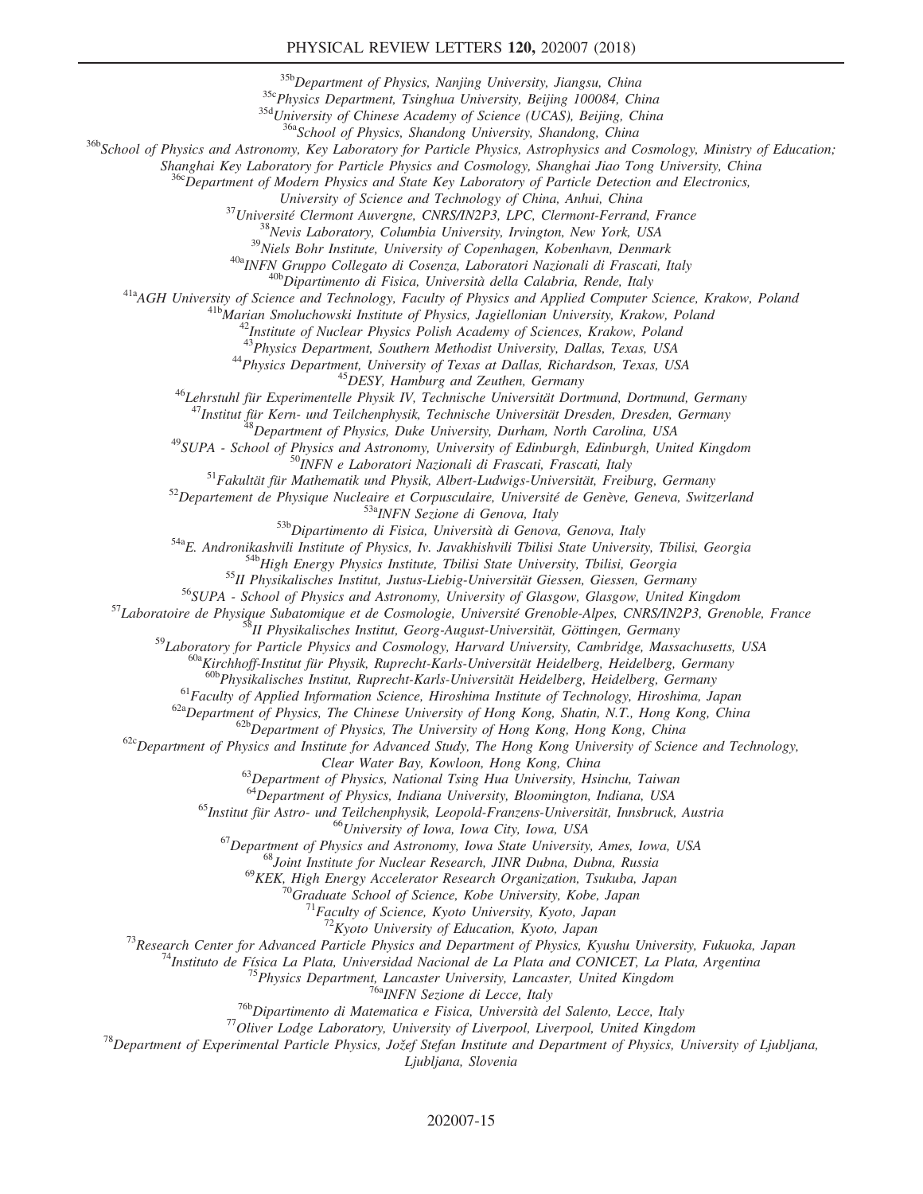[35b]Department of Physics, Nanjing University, Jiangsu, China
[35c]Physics Department, Tsinghua University, Beijing 100084, China
[35d]University of Chinese Academy of Science (UCAS), Beijing, China
[36a]School of Physics, Shandong University, Shandong, China
[36b]School of Physics and Astronomy, Key Laboratory for Particle Physics, Astrophysics and Cosmology, Ministry of Education; Shanghai Key Laboratory for Particle Physics and Cosmology, Shanghai Jiao Tong University, China
[36c]Department of Modern Physics and State Key Laboratory of Particle Detection and Electronics, University of Science and Technology of China, Anhui, China
[37]Université Clermont Auvergne, CNRS/IN2P3, LPC, Clermont-Ferrand, France
[38]Nevis Laboratory, Columbia University, Irvington, New York, USA
[39]Niels Bohr Institute, University of Copenhagen, Kobenhavn, Denmark
[40a]INFN Gruppo Collegato di Cosenza, Laboratori Nazionali di Frascati, Italy
[40b]Dipartimento di Fisica, Università della Calabria, Rende, Italy
[41a]AGH University of Science and Technology, Faculty of Physics and Applied Computer Science, Krakow, Poland
[41b]Marian Smoluchowski Institute of Physics, Jagiellonian University, Krakow, Poland
[42]Institute of Nuclear Physics Polish Academy of Sciences, Krakow, Poland
[43]Physics Department, Southern Methodist University, Dallas, Texas, USA
[44]Physics Department, University of Texas at Dallas, Richardson, Texas, USA
[45]DESY, Hamburg and Zeuthen, Germany
[46]Lehrstuhl für Experimentelle Physik IV, Technische Universität Dortmund, Dortmund, Germany
[47]Institut für Kern- und Teilchenphysik, Technische Universität Dresden, Dresden, Germany
[48]Department of Physics, Duke University, Durham, North Carolina, USA
[49]SUPA - School of Physics and Astronomy, University of Edinburgh, Edinburgh, United Kingdom
[50]INFN e Laboratori Nazionali di Frascati, Frascati, Italy
[51]Fakultät für Mathematik und Physik, Albert-Ludwigs-Universität, Freiburg, Germany
[52]Departement de Physique Nucleaire et Corpusculaire, Université de Genève, Geneva, Switzerland
[53a]INFN Sezione di Genova, Italy
[53b]Dipartimento di Fisica, Università di Genova, Genova, Italy
[54a]E. Andronikashvili Institute of Physics, Iv. Javakhishvili Tbilisi State University, Tbilisi, Georgia
[54b]High Energy Physics Institute, Tbilisi State University, Tbilisi, Georgia
[55]II Physikalisches Institut, Justus-Liebig-Universität Giessen, Giessen, Germany
[56]SUPA - School of Physics and Astronomy, University of Glasgow, Glasgow, United Kingdom
[57]Laboratoire de Physique Subatomique et de Cosmologie, Université Grenoble-Alpes, CNRS/IN2P3, Grenoble, France
[58]II Physikalisches Institut, Georg-August-Universität, Göttingen, Germany
[59]Laboratory for Particle Physics and Cosmology, Harvard University, Cambridge, Massachusetts, USA
[60a]Kirchhoff-Institut für Physik, Ruprecht-Karls-Universität Heidelberg, Heidelberg, Germany
[60b]Physikalisches Institut, Ruprecht-Karls-Universität Heidelberg, Heidelberg, Germany
[61]Faculty of Applied Information Science, Hiroshima Institute of Technology, Hiroshima, Japan
[62a]Department of Physics, The Chinese University of Hong Kong, Shatin, N.T., Hong Kong, China
[62b]Department of Physics, The University of Hong Kong, Hong Kong, China
[62c]Department of Physics and Institute for Advanced Study, The Hong Kong University of Science and Technology, Clear Water Bay, Kowloon, Hong Kong, China
[63]Department of Physics, National Tsing Hua University, Hsinchu, Taiwan
[64]Department of Physics, Indiana University, Bloomington, Indiana, USA
[65]Institut für Astro- und Teilchenphysik, Leopold-Franzens-Universität, Innsbruck, Austria
[66]University of Iowa, Iowa City, Iowa, USA
[67]Department of Physics and Astronomy, Iowa State University, Ames, Iowa, USA
[68]Joint Institute for Nuclear Research, JINR Dubna, Dubna, Russia
[69]KEK, High Energy Accelerator Research Organization, Tsukuba, Japan
[70]Graduate School of Science, Kobe University, Kobe, Japan
[71]Faculty of Science, Kyoto University, Kyoto, Japan
[72]Kyoto University of Education, Kyoto, Japan
[73]Research Center for Advanced Particle Physics and Department of Physics, Kyushu University, Fukuoka, Japan
[74]Instituto de Física La Plata, Universidad Nacional de La Plata and CONICET, La Plata, Argentina
[75]Physics Department, Lancaster University, Lancaster, United Kingdom
[76a]INFN Sezione di Lecce, Italy
[76b]Dipartimento di Matematica e Fisica, Università del Salento, Lecce, Italy
[77]Oliver Lodge Laboratory, University of Liverpool, Liverpool, United Kingdom
[78]Department of Experimental Particle Physics, Jožef Stefan Institute and Department of Physics, University of Ljubljana, Ljubljana, Slovenia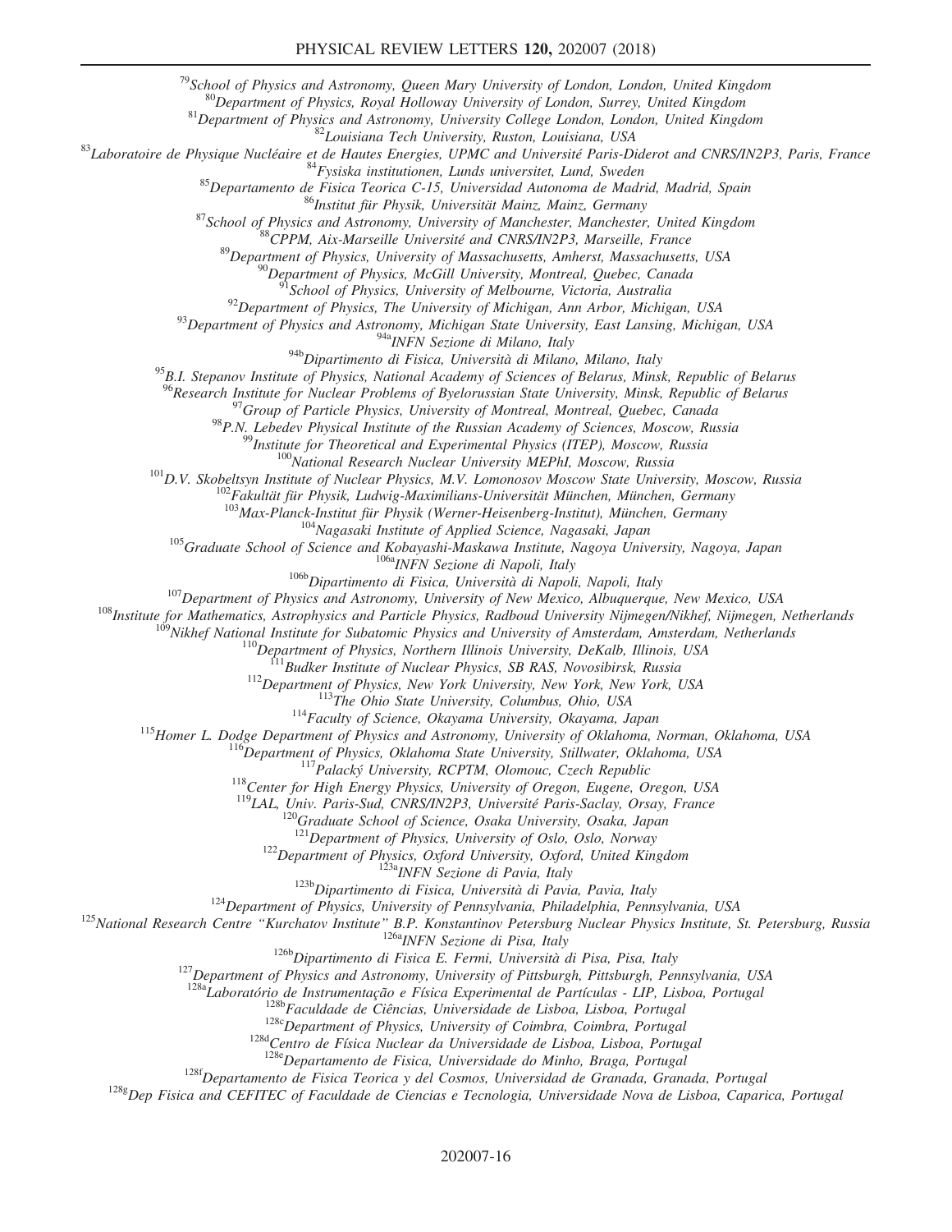[79]School of Physics and Astronomy, Queen Mary University of London, London, United Kingdom
[80]Department of Physics, Royal Holloway University of London, Surrey, United Kingdom
[81]Department of Physics and Astronomy, University College London, London, United Kingdom
[82]Louisiana Tech University, Ruston, Louisiana, USA
[83]Laboratoire de Physique Nucléaire et de Hautes Energies, UPMC and Université Paris-Diderot and CNRS/IN2P3, Paris, France
[84]Fysiska institutionen, Lunds universitet, Lund, Sweden
[85]Departamento de Fisica Teorica C-15, Universidad Autonoma de Madrid, Madrid, Spain
[86]Institut für Physik, Universität Mainz, Mainz, Germany
[87]School of Physics and Astronomy, University of Manchester, Manchester, United Kingdom
[88]CPPM, Aix-Marseille Université and CNRS/IN2P3, Marseille, France
[89]Department of Physics, University of Massachusetts, Amherst, Massachusetts, USA
[90]Department of Physics, McGill University, Montreal, Quebec, Canada
[91]School of Physics, University of Melbourne, Victoria, Australia
[92]Department of Physics, The University of Michigan, Ann Arbor, Michigan, USA
[93]Department of Physics and Astronomy, Michigan State University, East Lansing, Michigan, USA
[94a]INFN Sezione di Milano, Italy
[94b]Dipartimento di Fisica, Università di Milano, Milano, Italy
[95]B.I. Stepanov Institute of Physics, National Academy of Sciences of Belarus, Minsk, Republic of Belarus
[96]Research Institute for Nuclear Problems of Byelorussian State University, Minsk, Republic of Belarus
[97]Group of Particle Physics, University of Montreal, Montreal, Quebec, Canada
[98]P.N. Lebedev Physical Institute of the Russian Academy of Sciences, Moscow, Russia
[99]Institute for Theoretical and Experimental Physics (ITEP), Moscow, Russia
[100]National Research Nuclear University MEPhI, Moscow, Russia
[101]D.V. Skobeltsyn Institute of Nuclear Physics, M.V. Lomonosov Moscow State University, Moscow, Russia
[102]Fakultät für Physik, Ludwig-Maximilians-Universität München, München, Germany
[103]Max-Planck-Institut für Physik (Werner-Heisenberg-Institut), München, Germany
[104]Nagasaki Institute of Applied Science, Nagasaki, Japan
[105]Graduate School of Science and Kobayashi-Maskawa Institute, Nagoya University, Nagoya, Japan
[106a]INFN Sezione di Napoli, Italy
[106b]Dipartimento di Fisica, Università di Napoli, Napoli, Italy
[107]Department of Physics and Astronomy, University of New Mexico, Albuquerque, New Mexico, USA
[108]Institute for Mathematics, Astrophysics and Particle Physics, Radboud University Nijmegen/Nikhef, Nijmegen, Netherlands
[109]Nikhef National Institute for Subatomic Physics and University of Amsterdam, Amsterdam, Netherlands
[110]Department of Physics, Northern Illinois University, DeKalb, Illinois, USA
[111]Budker Institute of Nuclear Physics, SB RAS, Novosibirsk, Russia
[112]Department of Physics, New York University, New York, New York, USA
[113]The Ohio State University, Columbus, Ohio, USA
[114]Faculty of Science, Okayama University, Okayama, Japan
[115]Homer L. Dodge Department of Physics and Astronomy, University of Oklahoma, Norman, Oklahoma, USA
[116]Department of Physics, Oklahoma State University, Stillwater, Oklahoma, USA
[117]Palacký University, RCPTM, Olomouc, Czech Republic
[118]Center for High Energy Physics, University of Oregon, Eugene, Oregon, USA
[119]LAL, Univ. Paris-Sud, CNRS/IN2P3, Université Paris-Saclay, Orsay, France
[120]Graduate School of Science, Osaka University, Osaka, Japan
[121]Department of Physics, University of Oslo, Oslo, Norway
[122]Department of Physics, Oxford University, Oxford, United Kingdom
[123a]INFN Sezione di Pavia, Italy
[123b]Dipartimento di Fisica, Università di Pavia, Pavia, Italy
[124]Department of Physics, University of Pennsylvania, Philadelphia, Pennsylvania, USA
[125]National Research Centre "Kurchatov Institute" B.P. Konstantinov Petersburg Nuclear Physics Institute, St. Petersburg, Russia
[126a]INFN Sezione di Pisa, Italy
[126b]Dipartimento di Fisica E. Fermi, Università di Pisa, Pisa, Italy
[127]Department of Physics and Astronomy, University of Pittsburgh, Pittsburgh, Pennsylvania, USA
[128a]Laboratório de Instrumentação e Física Experimental de Partículas - LIP, Lisboa, Portugal
[128b]Faculdade de Ciências, Universidade de Lisboa, Lisboa, Portugal
[128c]Department of Physics, University of Coimbra, Coimbra, Portugal
[128d]Centro de Física Nuclear da Universidade de Lisboa, Lisboa, Portugal
[128e]Departamento de Fisica, Universidade do Minho, Braga, Portugal
[128f]Departamento de Fisica Teorica y del Cosmos, Universidad de Granada, Granada, Portugal
[128g]Dep Fisica and CEFITEC of Faculdade de Ciencias e Tecnologia, Universidade Nova de Lisboa, Caparica, Portugal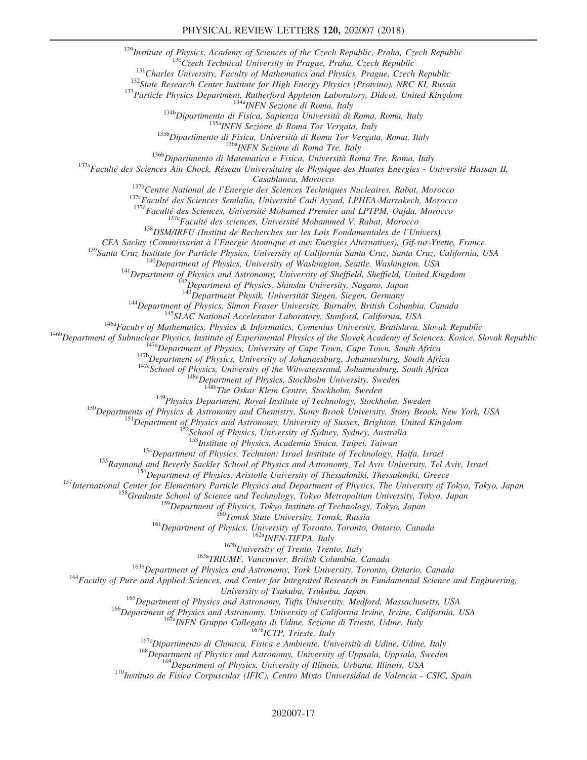[129]Institute of Physics, Academy of Sciences of the Czech Republic, Praha, Czech Republic
[130]Czech Technical University in Prague, Praha, Czech Republic
[131]Charles University, Faculty of Mathematics and Physics, Prague, Czech Republic
[132]State Research Center Institute for High Energy Physics (Protvino), NRC KI, Russia
[133]Particle Physics Department, Rutherford Appleton Laboratory, Didcot, United Kingdom
[134a]INFN Sezione di Roma, Italy
[134b]Dipartimento di Fisica, Sapienza Università di Roma, Roma, Italy
[135a]INFN Sezione di Roma Tor Vergata, Italy
[135b]Dipartimento di Fisica, Università di Roma Tor Vergata, Roma, Italy
[136a]INFN Sezione di Roma Tre, Italy
[136b]Dipartimento di Matematica e Fisica, Università Roma Tre, Roma, Italy
[137a]Faculté des Sciences Ain Chock, Réseau Universitaire de Physique des Hautes Energies - Université Hassan II, Casablanca, Morocco
[137b]Centre National de l'Energie des Sciences Techniques Nucleaires, Rabat, Morocco
[137c]Faculté des Sciences Semlalia, Université Cadi Ayyad, LPHEA-Marrakech, Morocco
[137d]Faculté des Sciences, Université Mohamed Premier and LPTPM, Oujda, Morocco
[137e]Faculté des sciences, Université Mohammed V, Rabat, Morocco
[138]DSM/IRFU (Institut de Recherches sur les Lois Fondamentales de l'Univers), CEA Saclay (Commissariat à l'Energie Atomique et aux Energies Alternatives), Gif-sur-Yvette, France
[139]Santa Cruz Institute for Particle Physics, University of California Santa Cruz, Santa Cruz, California, USA
[140]Department of Physics, University of Washington, Seattle, Washington, USA
[141]Department of Physics and Astronomy, University of Sheffield, Sheffield, United Kingdom
[142]Department of Physics, Shinshu University, Nagano, Japan
[143]Department Physik, Universität Siegen, Siegen, Germany
[144]Department of Physics, Simon Fraser University, Burnaby, British Columbia, Canada
[145]SLAC National Accelerator Laboratory, Stanford, California, USA
[146a]Faculty of Mathematics, Physics & Informatics, Comenius University, Bratislava, Slovak Republic
[146b]Department of Subnuclear Physics, Institute of Experimental Physics of the Slovak Academy of Sciences, Kosice, Slovak Republic
[147a]Department of Physics, University of Cape Town, Cape Town, South Africa
[147b]Department of Physics, University of Johannesburg, Johannesburg, South Africa
[147c]School of Physics, University of the Witwatersrand, Johannesburg, South Africa
[148a]Department of Physics, Stockholm University, Sweden
[148b]The Oskar Klein Centre, Stockholm, Sweden
[149]Physics Department, Royal Institute of Technology, Stockholm, Sweden
[150]Departments of Physics & Astronomy and Chemistry, Stony Brook University, Stony Brook, New York, USA
[151]Department of Physics and Astronomy, University of Sussex, Brighton, United Kingdom
[152]School of Physics, University of Sydney, Sydney, Australia
[153]Institute of Physics, Academia Sinica, Taipei, Taiwan
[154]Department of Physics, Technion: Israel Institute of Technology, Haifa, Israel
[155]Raymond and Beverly Sackler School of Physics and Astronomy, Tel Aviv University, Tel Aviv, Israel
[156]Department of Physics, Aristotle University of Thessaloniki, Thessaloniki, Greece
[157]International Center for Elementary Particle Physics and Department of Physics, The University of Tokyo, Tokyo, Japan
[158]Graduate School of Science and Technology, Tokyo Metropolitan University, Tokyo, Japan
[159]Department of Physics, Tokyo Institute of Technology, Tokyo, Japan
[160]Tomsk State University, Tomsk, Russia
[161]Department of Physics, University of Toronto, Toronto, Ontario, Canada
[162a]INFN-TIFPA, Italy
[162b]University of Trento, Trento, Italy
[163a]TRIUMF, Vancouver, British Columbia, Canada
[163b]Department of Physics and Astronomy, York University, Toronto, Ontario, Canada
[164]Faculty of Pure and Applied Sciences, and Center for Integrated Research in Fundamental Science and Engineering, University of Tsukuba, Tsukuba, Japan
[165]Department of Physics and Astronomy, Tufts University, Medford, Massachusetts, USA
[166]Department of Physics and Astronomy, University of California Irvine, Irvine, California, USA
[167a]INFN Gruppo Collegato di Udine, Sezione di Trieste, Udine, Italy
[167b]ICTP, Trieste, Italy
[167c]Dipartimento di Chimica, Fisica e Ambiente, Università di Udine, Udine, Italy
[168]Department of Physics and Astronomy, University of Uppsala, Uppsala, Sweden
[169]Department of Physics, University of Illinois, Urbana, Illinois, USA
[170]Instituto de Fisica Corpuscular (IFIC), Centro Mixto Universidad de Valencia - CSIC, Spain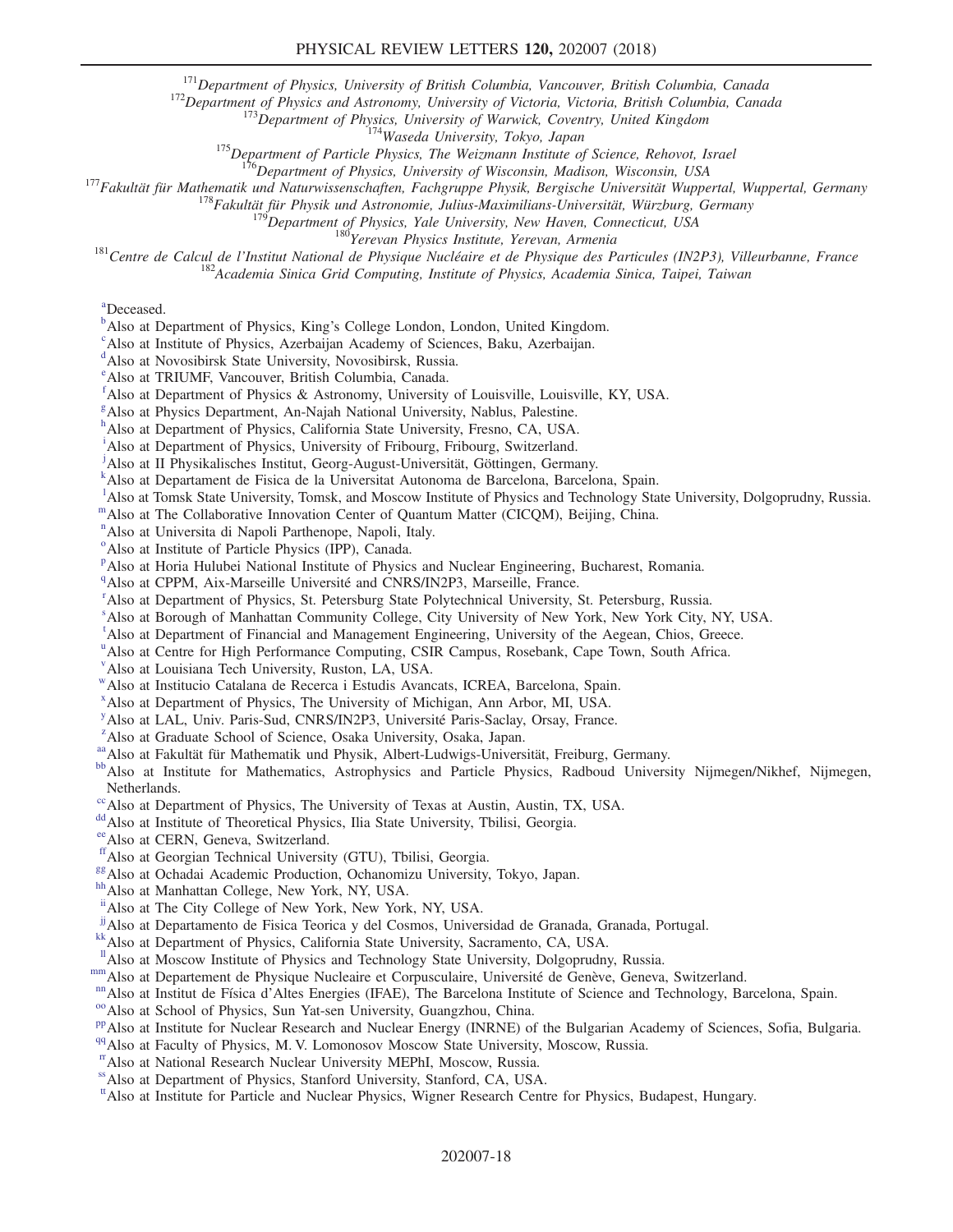[171]*Department of Physics, University of British Columbia, Vancouver, British Columbia, Canada*
[172]*Department of Physics and Astronomy, University of Victoria, Victoria, British Columbia, Canada*
[173]*Department of Physics, University of Warwick, Coventry, United Kingdom*
[174]*Waseda University, Tokyo, Japan*
[175]*Department of Particle Physics, The Weizmann Institute of Science, Rehovot, Israel*
[176]*Department of Physics, University of Wisconsin, Madison, Wisconsin, USA*
[177]*Fakultät für Mathematik und Naturwissenschaften, Fachgruppe Physik, Bergische Universität Wuppertal, Wuppertal, Germany*
[178]*Fakultät für Physik und Astronomie, Julius-Maximilians-Universität, Würzburg, Germany*
[179]*Department of Physics, Yale University, New Haven, Connecticut, USA*
[180]*Yerevan Physics Institute, Yerevan, Armenia*
[181]*Centre de Calcul de l'Institut National de Physique Nucléaire et de Physique des Particules (IN2P3), Villeurbanne, France*
[182]*Academia Sinica Grid Computing, Institute of Physics, Academia Sinica, Taipei, Taiwan*

[a]Deceased.
[b]Also at Department of Physics, King's College London, London, United Kingdom.
[c]Also at Institute of Physics, Azerbaijan Academy of Sciences, Baku, Azerbaijan.
[d]Also at Novosibirsk State University, Novosibirsk, Russia.
[e]Also at TRIUMF, Vancouver, British Columbia, Canada.
[f]Also at Department of Physics & Astronomy, University of Louisville, Louisville, KY, USA.
[g]Also at Physics Department, An-Najah National University, Nablus, Palestine.
[h]Also at Department of Physics, California State University, Fresno, CA, USA.
[i]Also at Department of Physics, University of Fribourg, Fribourg, Switzerland.
[j]Also at II Physikalisches Institut, Georg-August-Universität, Göttingen, Germany.
[k]Also at Departament de Fisica de la Universitat Autonoma de Barcelona, Barcelona, Spain.
[l]Also at Tomsk State University, Tomsk, and Moscow Institute of Physics and Technology State University, Dolgoprudny, Russia.
[m]Also at The Collaborative Innovation Center of Quantum Matter (CICQM), Beijing, China.
[n]Also at Universita di Napoli Parthenope, Napoli, Italy.
[o]Also at Institute of Particle Physics (IPP), Canada.
[p]Also at Horia Hulubei National Institute of Physics and Nuclear Engineering, Bucharest, Romania.
[q]Also at CPPM, Aix-Marseille Université and CNRS/IN2P3, Marseille, France.
[r]Also at Department of Physics, St. Petersburg State Polytechnical University, St. Petersburg, Russia.
[s]Also at Borough of Manhattan Community College, City University of New York, New York City, NY, USA.
[t]Also at Department of Financial and Management Engineering, University of the Aegean, Chios, Greece.
[u]Also at Centre for High Performance Computing, CSIR Campus, Rosebank, Cape Town, South Africa.
[v]Also at Louisiana Tech University, Ruston, LA, USA.
[w]Also at Institucio Catalana de Recerca i Estudis Avancats, ICREA, Barcelona, Spain.
[x]Also at Department of Physics, The University of Michigan, Ann Arbor, MI, USA.
[y]Also at LAL, Univ. Paris-Sud, CNRS/IN2P3, Université Paris-Saclay, Orsay, France.
[z]Also at Graduate School of Science, Osaka University, Osaka, Japan.
[aa]Also at Fakultät für Mathematik und Physik, Albert-Ludwigs-Universität, Freiburg, Germany.
[bb]Also at Institute for Mathematics, Astrophysics and Particle Physics, Radboud University Nijmegen/Nikhef, Nijmegen, Netherlands.
[cc]Also at Department of Physics, The University of Texas at Austin, Austin, TX, USA.
[dd]Also at Institute of Theoretical Physics, Ilia State University, Tbilisi, Georgia.
[ee]Also at CERN, Geneva, Switzerland.
[ff]Also at Georgian Technical University (GTU), Tbilisi, Georgia.
[gg]Also at Ochadai Academic Production, Ochanomizu University, Tokyo, Japan.
[hh]Also at Manhattan College, New York, NY, USA.
[ii]Also at The City College of New York, New York, NY, USA.
[jj]Also at Departamento de Fisica Teorica y del Cosmos, Universidad de Granada, Granada, Portugal.
[kk]Also at Department of Physics, California State University, Sacramento, CA, USA.
[ll]Also at Moscow Institute of Physics and Technology State University, Dolgoprudny, Russia.
[mm]Also at Departement de Physique Nucleaire et Corpusculaire, Université de Genève, Geneva, Switzerland.
[nn]Also at Institut de Física d'Altes Energies (IFAE), The Barcelona Institute of Science and Technology, Barcelona, Spain.
[oo]Also at School of Physics, Sun Yat-sen University, Guangzhou, China.
[pp]Also at Institute for Nuclear Research and Nuclear Energy (INRNE) of the Bulgarian Academy of Sciences, Sofia, Bulgaria.
[qq]Also at Faculty of Physics, M. V. Lomonosov Moscow State University, Moscow, Russia.
[rr]Also at National Research Nuclear University MEPhI, Moscow, Russia.
[ss]Also at Department of Physics, Stanford University, Stanford, CA, USA.
[tt]Also at Institute for Particle and Nuclear Physics, Wigner Research Centre for Physics, Budapest, Hungary.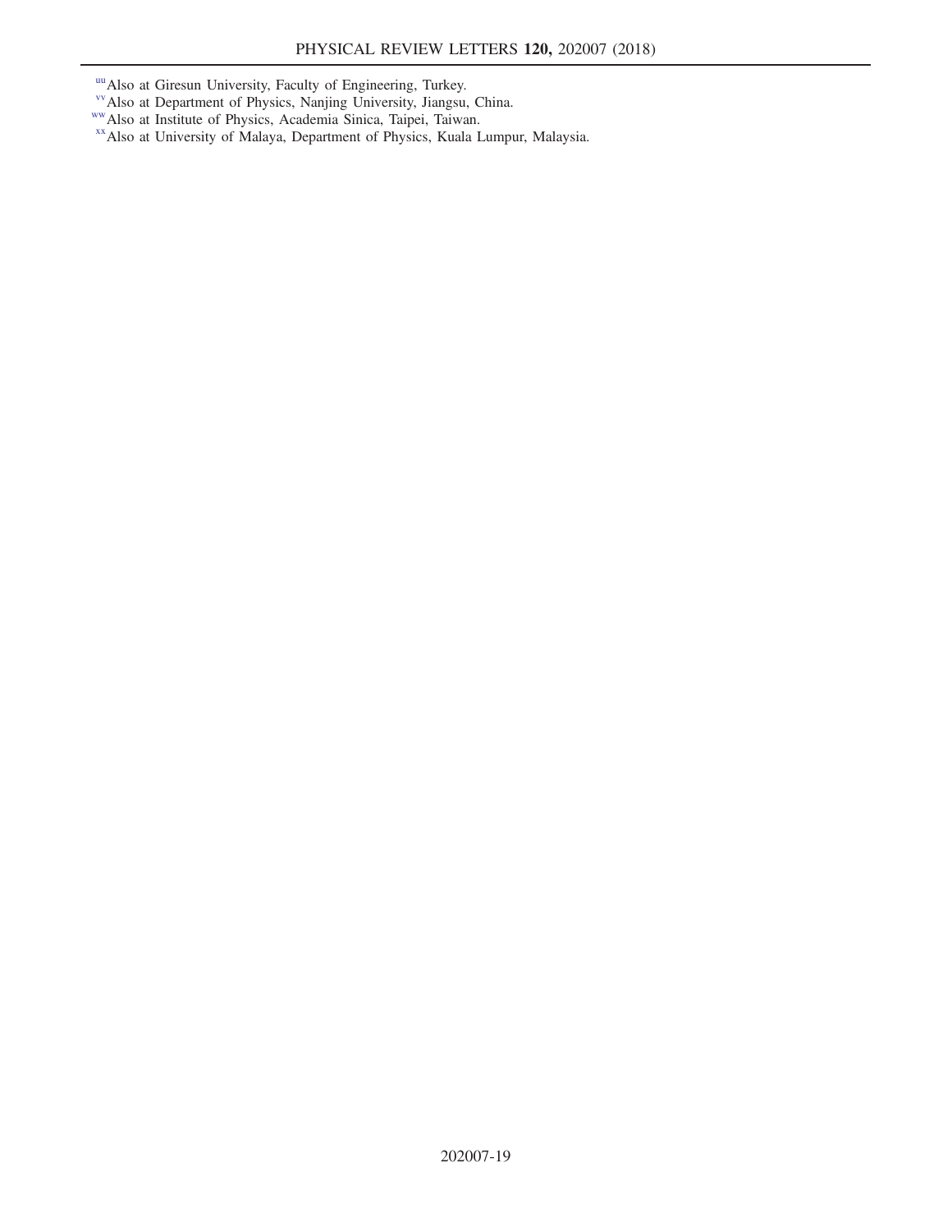[uu]Also at Giresun University, Faculty of Engineering, Turkey.
[vv]Also at Department of Physics, Nanjing University, Jiangsu, China.
[ww]Also at Institute of Physics, Academia Sinica, Taipei, Taiwan.
[xx]Also at University of Malaya, Department of Physics, Kuala Lumpur, Malaysia.